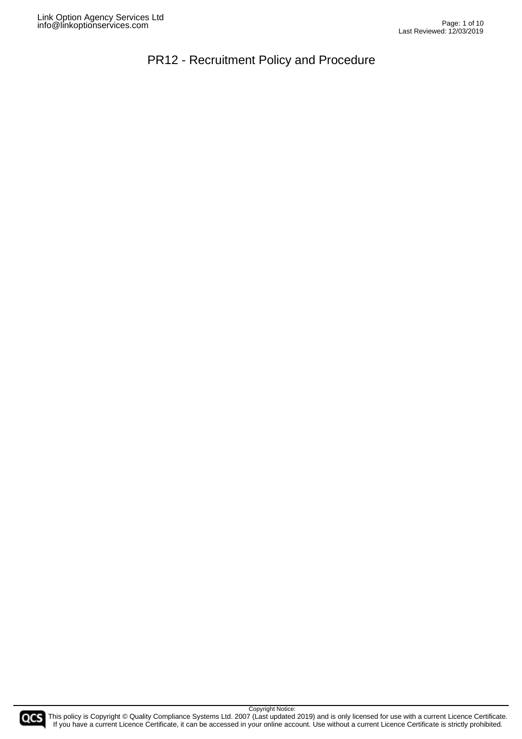# PR12 - Recruitment Policy and Procedure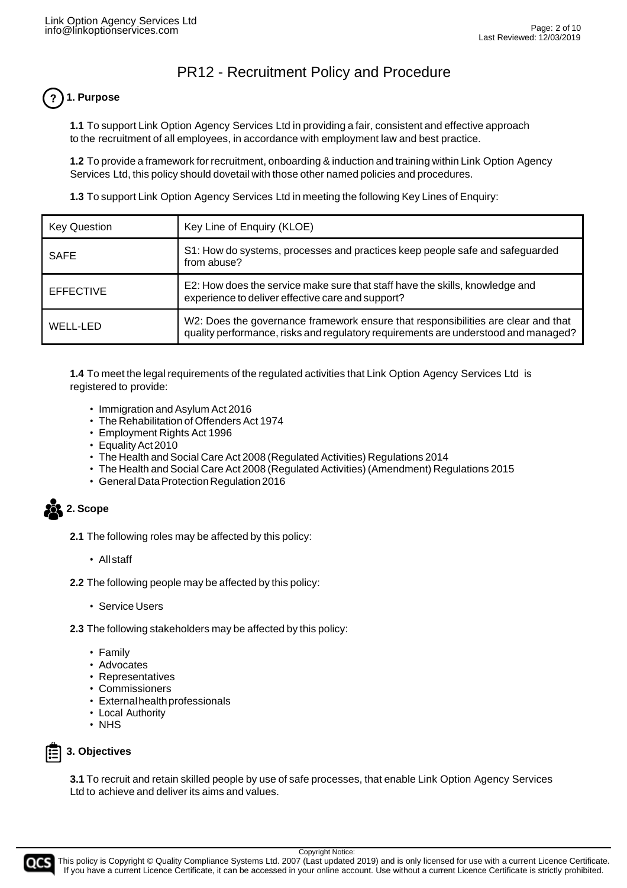# PR12 - Recruitment Policy and Procedure

## 1. Purpose

**1.1** To support Link Option Agency Services Ltd in providing a fair, consistent and effective approach to the recruitment of all employees, in accordance with employment law and best practice.

**1.2** To provide a framework for recruitment, onboarding & induction and training within Link Option Agency Services Ltd, this policy should dovetail with those other named policies and procedures.

**1.3** To support Link Option Agency Services Ltd in meeting the following Key Lines of Enquiry:

| Key Question | Key Line of Enquiry (KLOE) |
|---|---|
| SAFE | S1: How do systems, processes and practices keep people safe and safeguarded from abuse? |
| EFFECTIVE | E2: How does the service make sure that staff have the skills, knowledge and experience to deliver effective care and support? |
| WELL-LED | W2: Does the governance framework ensure that responsibilities are clear and that quality performance, risks and regulatory requirements are understood and managed? |

**1.4** To meet the legal requirements of the regulated activities that Link Option Agency Services Ltd is registered to provide:

- Immigration and Asylum Act 2016
- The Rehabilitation of Offenders Act 1974
- Employment Rights Act 1996
- Equality Act 2010
- The Health and Social Care Act 2008 (Regulated Activities) Regulations 2014
- The Health and Social Care Act 2008 (Regulated Activities) (Amendment) Regulations 2015
- General Data Protection Regulation 2016

## 2. Scope

**2.1** The following roles may be affected by this policy:

- All staff

**2.2** The following people may be affected by this policy:

- Service Users

**2.3** The following stakeholders may be affected by this policy:

- Family
- Advocates
- Representatives
- Commissioners
- External health professionals
- Local Authority
- NHS

## 3. Objectives

**3.1** To recruit and retain skilled people by use of safe processes, that enable Link Option Agency Services Ltd to achieve and deliver its aims and values.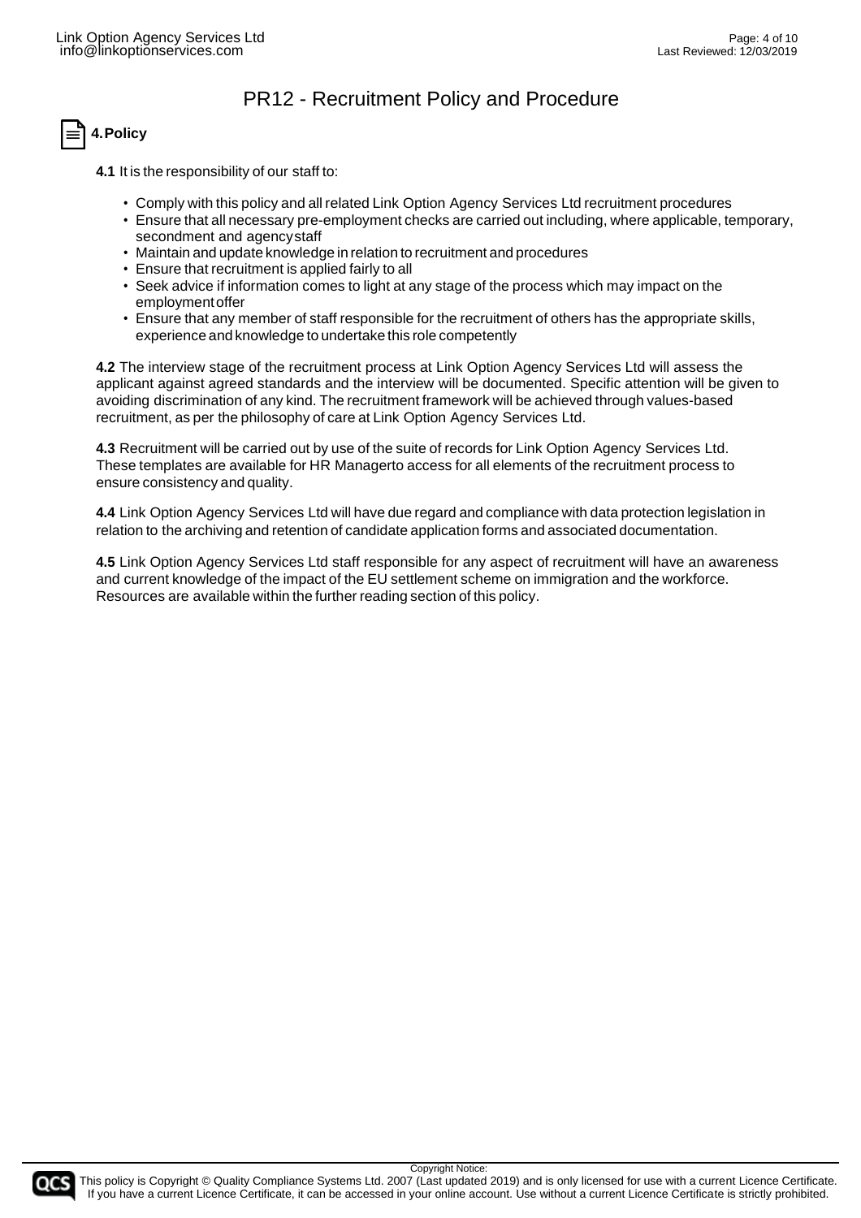# PR12 - Recruitment Policy and Procedure

## 4. Policy

**4.1** It is the responsibility of our staff to:

- Comply with this policy and all related Link Option Agency Services Ltd recruitment procedures
- Ensure that all necessary pre-employment checks are carried out including, where applicable, temporary, secondment and agency staff
- Maintain and update knowledge in relation to recruitment and procedures
- Ensure that recruitment is applied fairly to all
- Seek advice if information comes to light at any stage of the process which may impact on the employment offer
- Ensure that any member of staff responsible for the recruitment of others has the appropriate skills, experience and knowledge to undertake this role competently

**4.2** The interview stage of the recruitment process at Link Option Agency Services Ltd will assess the applicant against agreed standards and the interview will be documented. Specific attention will be given to avoiding discrimination of any kind. The recruitment framework will be achieved through values-based recruitment, as per the philosophy of care at Link Option Agency Services Ltd.

**4.3** Recruitment will be carried out by use of the suite of records for Link Option Agency Services Ltd. These templates are available for HR Managerto access for all elements of the recruitment process to ensure consistency and quality.

**4.4** Link Option Agency Services Ltd will have due regard and compliance with data protection legislation in relation to the archiving and retention of candidate application forms and associated documentation.

**4.5** Link Option Agency Services Ltd staff responsible for any aspect of recruitment will have an awareness and current knowledge of the impact of the EU settlement scheme on immigration and the workforce. Resources are available within the further reading section of this policy.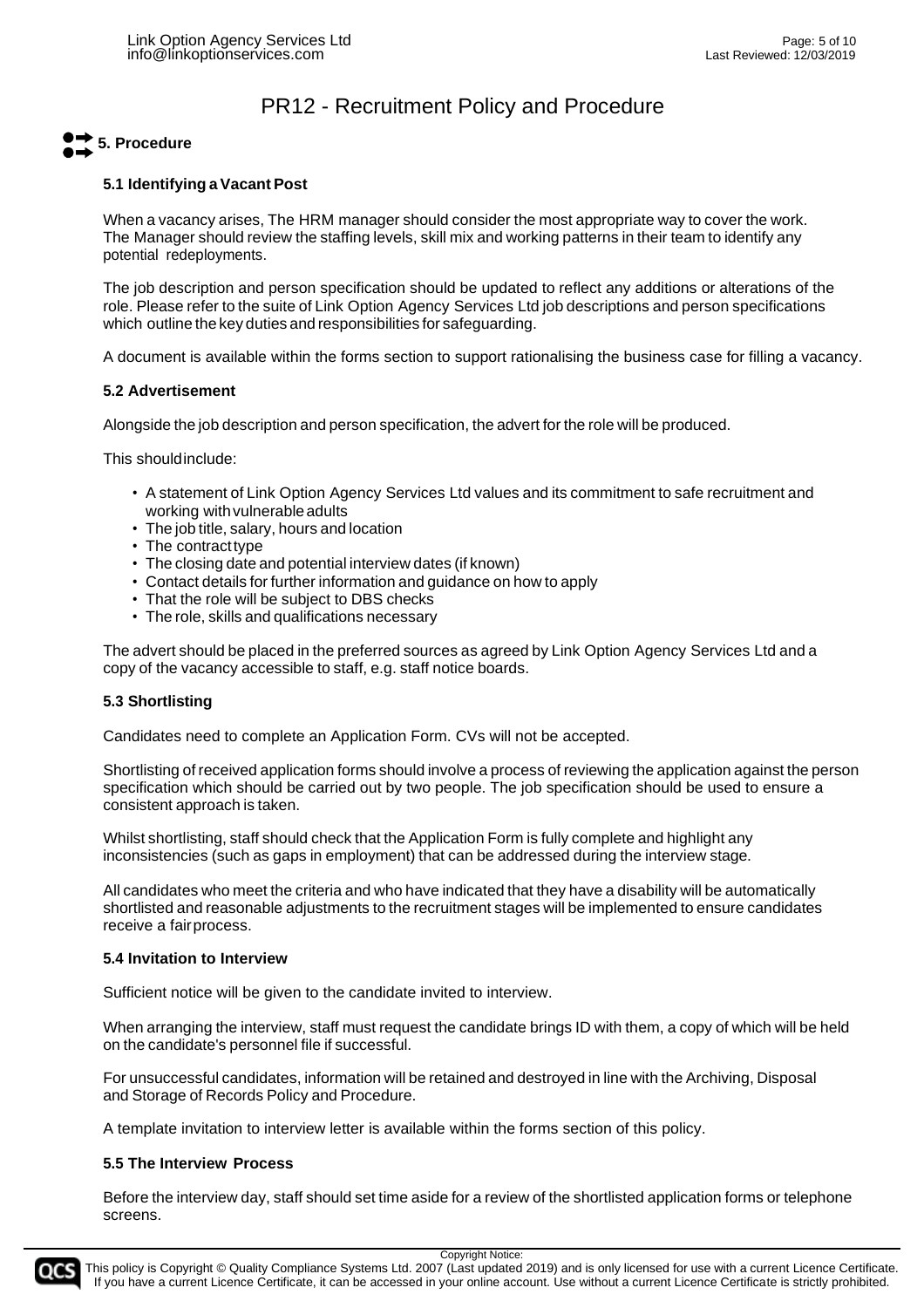# PR12 - Recruitment Policy and Procedure

## 5. Procedure

### 5.1 Identifying a Vacant Post

When a vacancy arises, The HRM manager should consider the most appropriate way to cover the work. The Manager should review the staffing levels, skill mix and working patterns in their team to identify any potential redeployments.

The job description and person specification should be updated to reflect any additions or alterations of the role. Please refer to the suite of Link Option Agency Services Ltd job descriptions and person specifications which outline the key duties and responsibilities for safeguarding.

A document is available within the forms section to support rationalising the business case for filling a vacancy.

### 5.2 Advertisement

Alongside the job description and person specification, the advert for the role will be produced.

This should include:

- A statement of Link Option Agency Services Ltd values and its commitment to safe recruitment and working with vulnerable adults
- The job title, salary, hours and location
- The contract type
- The closing date and potential interview dates (if known)
- Contact details for further information and guidance on how to apply
- That the role will be subject to DBS checks
- The role, skills and qualifications necessary

The advert should be placed in the preferred sources as agreed by Link Option Agency Services Ltd and a copy of the vacancy accessible to staff, e.g. staff notice boards.

### 5.3 Shortlisting

Candidates need to complete an Application Form. CVs will not be accepted.

Shortlisting of received application forms should involve a process of reviewing the application against the person specification which should be carried out by two people. The job specification should be used to ensure a consistent approach is taken.

Whilst shortlisting, staff should check that the Application Form is fully complete and highlight any inconsistencies (such as gaps in employment) that can be addressed during the interview stage.

All candidates who meet the criteria and who have indicated that they have a disability will be automatically shortlisted and reasonable adjustments to the recruitment stages will be implemented to ensure candidates receive a fair process.

### 5.4 Invitation to Interview

Sufficient notice will be given to the candidate invited to interview.

When arranging the interview, staff must request the candidate brings ID with them, a copy of which will be held on the candidate's personnel file if successful.

For unsuccessful candidates, information will be retained and destroyed in line with the Archiving, Disposal and Storage of Records Policy and Procedure.

A template invitation to interview letter is available within the forms section of this policy.

### 5.5 The Interview Process

Before the interview day, staff should set time aside for a review of the shortlisted application forms or telephone screens.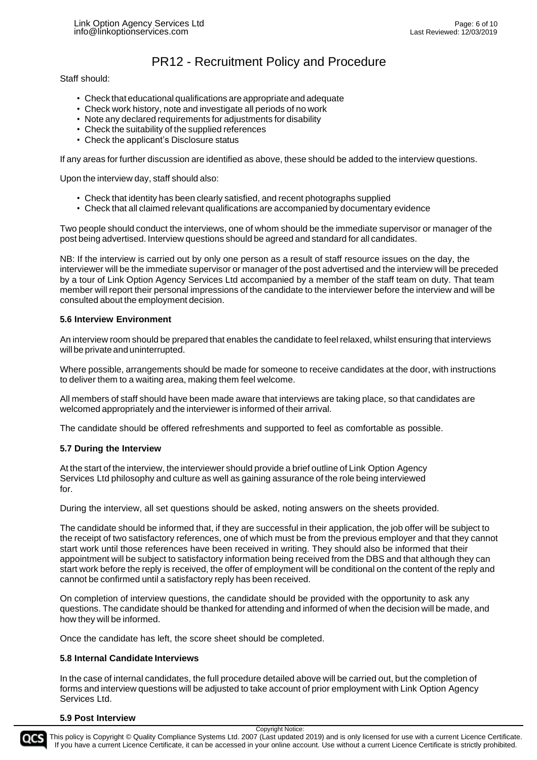Staff should:

- Check that educational qualifications are appropriate and adequate
- Check work history, note and investigate all periods of no work
- Note any declared requirements for adjustments for disability
- Check the suitability of the supplied references
- Check the applicant's Disclosure status

If any areas for further discussion are identified as above, these should be added to the interview questions.

Upon the interview day, staff should also:

- Check that identity has been clearly satisfied, and recent photographs supplied
- Check that all claimed relevant qualifications are accompanied by documentary evidence

Two people should conduct the interviews, one of whom should be the immediate supervisor or manager of the post being advertised. Interview questions should be agreed and standard for all candidates.

NB: If the interview is carried out by only one person as a result of staff resource issues on the day, the interviewer will be the immediate supervisor or manager of the post advertised and the interview will be preceded by a tour of Link Option Agency Services Ltd accompanied by a member of the staff team on duty. That team member will report their personal impressions of the candidate to the interviewer before the interview and will be consulted about the employment decision.

**5.6 Interview Environment**

An interview room should be prepared that enables the candidate to feel relaxed, whilst ensuring that interviews will be private and uninterrupted.

Where possible, arrangements should be made for someone to receive candidates at the door, with instructions to deliver them to a waiting area, making them feel welcome.

All members of staff should have been made aware that interviews are taking place, so that candidates are welcomed appropriately and the interviewer is informed of their arrival.

The candidate should be offered refreshments and supported to feel as comfortable as possible.

**5.7 During the Interview**

At the start of the interview, the interviewer should provide a brief outline of Link Option Agency Services Ltd philosophy and culture as well as gaining assurance of the role being interviewed for.

During the interview, all set questions should be asked, noting answers on the sheets provided.

The candidate should be informed that, if they are successful in their application, the job offer will be subject to the receipt of two satisfactory references, one of which must be from the previous employer and that they cannot start work until those references have been received in writing. They should also be informed that their appointment will be subject to satisfactory information being received from the DBS and that although they can start work before the reply is received, the offer of employment will be conditional on the content of the reply and cannot be confirmed until a satisfactory reply has been received.

On completion of interview questions, the candidate should be provided with the opportunity to ask any questions. The candidate should be thanked for attending and informed of when the decision will be made, and how they will be informed.

Once the candidate has left, the score sheet should be completed.

**5.8 Internal Candidate Interviews**

In the case of internal candidates, the full procedure detailed above will be carried out, but the completion of forms and interview questions will be adjusted to take account of prior employment with Link Option Agency Services Ltd.

**5.9 Post Interview**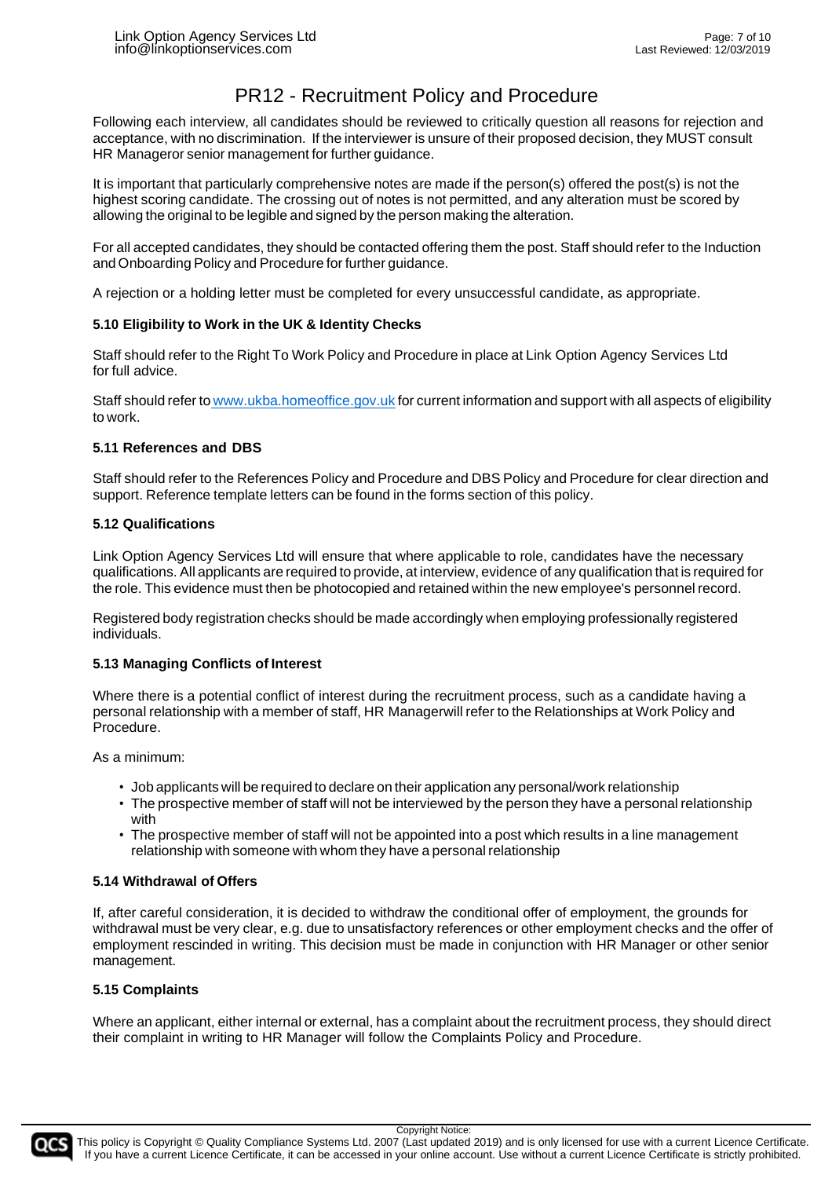Following each interview, all candidates should be reviewed to critically question all reasons for rejection and acceptance, with no discrimination. If the interviewer is unsure of their proposed decision, they MUST consult HR Manageror senior management for further guidance.

It is important that particularly comprehensive notes are made if the person(s) offered the post(s) is not the highest scoring candidate. The crossing out of notes is not permitted, and any alteration must be scored by allowing the original to be legible and signed by the person making the alteration.

For all accepted candidates, they should be contacted offering them the post. Staff should refer to the Induction and Onboarding Policy and Procedure for further guidance.

A rejection or a holding letter must be completed for every unsuccessful candidate, as appropriate.

### 5.10 Eligibility to Work in the UK & Identity Checks

Staff should refer to the Right To Work Policy and Procedure in place at Link Option Agency Services Ltd for full advice.

Staff should refer to www.ukba.homeoffice.gov.uk for current information and support with all aspects of eligibility to work.

### 5.11 References and DBS

Staff should refer to the References Policy and Procedure and DBS Policy and Procedure for clear direction and support. Reference template letters can be found in the forms section of this policy.

### 5.12 Qualifications

Link Option Agency Services Ltd will ensure that where applicable to role, candidates have the necessary qualifications. All applicants are required to provide, at interview, evidence of any qualification that is required for the role. This evidence must then be photocopied and retained within the new employee's personnel record.

Registered body registration checks should be made accordingly when employing professionally registered individuals.

### 5.13 Managing Conflicts of Interest

Where there is a potential conflict of interest during the recruitment process, such as a candidate having a personal relationship with a member of staff, HR Managerwill refer to the Relationships at Work Policy and Procedure.

As a minimum:

- Job applicants will be required to declare on their application any personal/work relationship
- The prospective member of staff will not be interviewed by the person they have a personal relationship with
- The prospective member of staff will not be appointed into a post which results in a line management relationship with someone with whom they have a personal relationship

### 5.14 Withdrawal of Offers

If, after careful consideration, it is decided to withdraw the conditional offer of employment, the grounds for withdrawal must be very clear, e.g. due to unsatisfactory references or other employment checks and the offer of employment rescinded in writing. This decision must be made in conjunction with HR Manager or other senior management.

### 5.15 Complaints

Where an applicant, either internal or external, has a complaint about the recruitment process, they should direct their complaint in writing to HR Manager will follow the Complaints Policy and Procedure.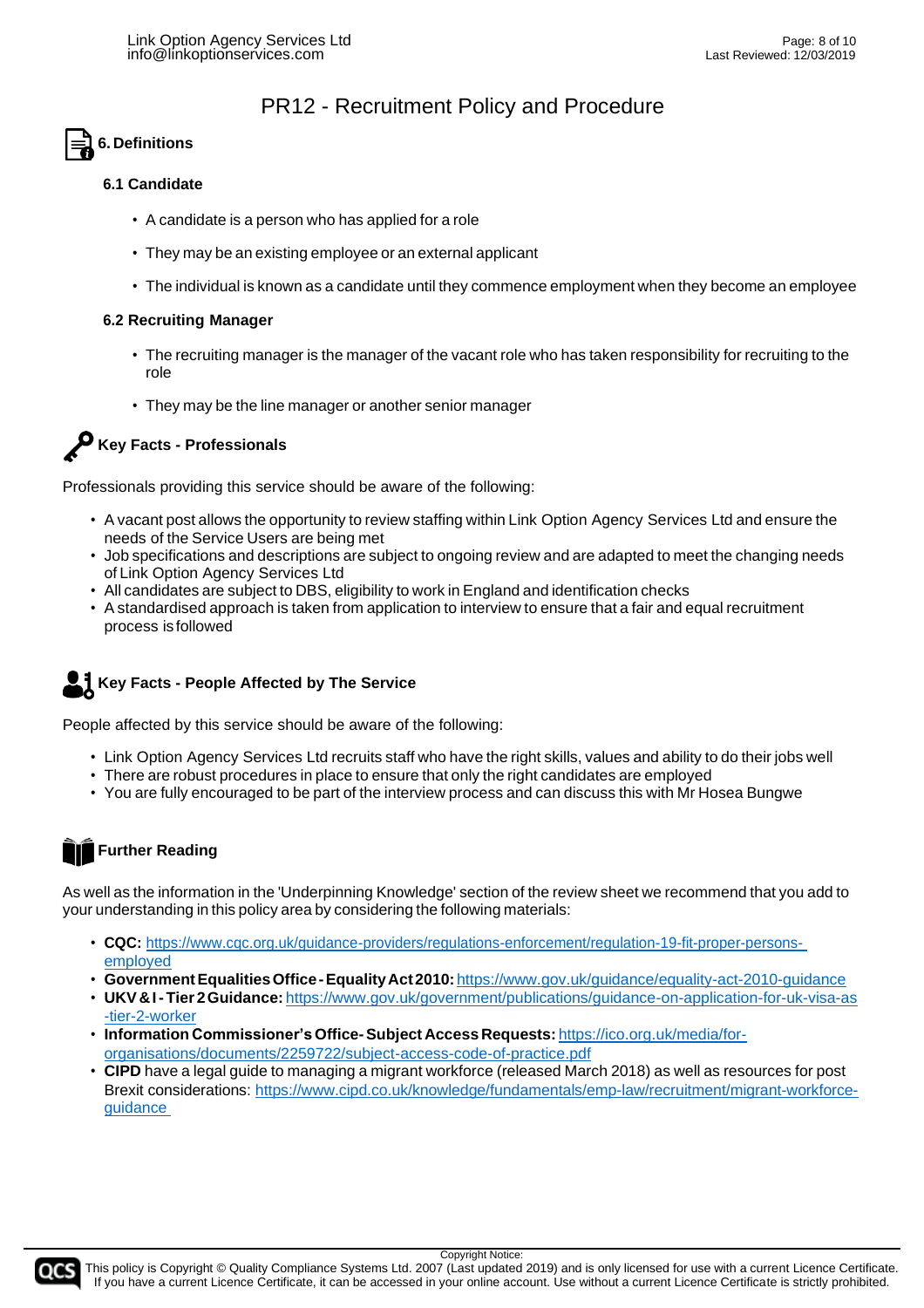# PR12 - Recruitment Policy and Procedure

## 6. Definitions

### 6.1 Candidate

- A candidate is a person who has applied for a role
- They may be an existing employee or an external applicant
- The individual is known as a candidate until they commence employment when they become an employee

### 6.2 Recruiting Manager

- The recruiting manager is the manager of the vacant role who has taken responsibility for recruiting to the role
- They may be the line manager or another senior manager

## Key Facts - Professionals

Professionals providing this service should be aware of the following:

- A vacant post allows the opportunity to review staffing within Link Option Agency Services Ltd and ensure the needs of the Service Users are being met
- Job specifications and descriptions are subject to ongoing review and are adapted to meet the changing needs of Link Option Agency Services Ltd
- All candidates are subject to DBS, eligibility to work in England and identification checks
- A standardised approach is taken from application to interview to ensure that a fair and equal recruitment process is followed

## Key Facts - People Affected by The Service

People affected by this service should be aware of the following:

- Link Option Agency Services Ltd recruits staff who have the right skills, values and ability to do their jobs well
- There are robust procedures in place to ensure that only the right candidates are employed
- You are fully encouraged to be part of the interview process and can discuss this with Mr Hosea Bungwe

## Further Reading

As well as the information in the 'Underpinning Knowledge' section of the review sheet we recommend that you add to your understanding in this policy area by considering the following materials:

- **CQC:** https://www.cqc.org.uk/guidance-providers/regulations-enforcement/regulation-19-fit-proper-persons-employed
- **Government Equalities Office - Equality Act 2010:** https://www.gov.uk/guidance/equality-act-2010-guidance
- **UKV & I - Tier 2 Guidance:** https://www.gov.uk/government/publications/guidance-on-application-for-uk-visa-as-tier-2-worker
- **Information Commissioner's Office - Subject Access Requests:** https://ico.org.uk/media/for-organisations/documents/2259722/subject-access-code-of-practice.pdf
- **CIPD** have a legal guide to managing a migrant workforce (released March 2018) as well as resources for post Brexit considerations: https://www.cipd.co.uk/knowledge/fundamentals/emp-law/recruitment/migrant-workforce-guidance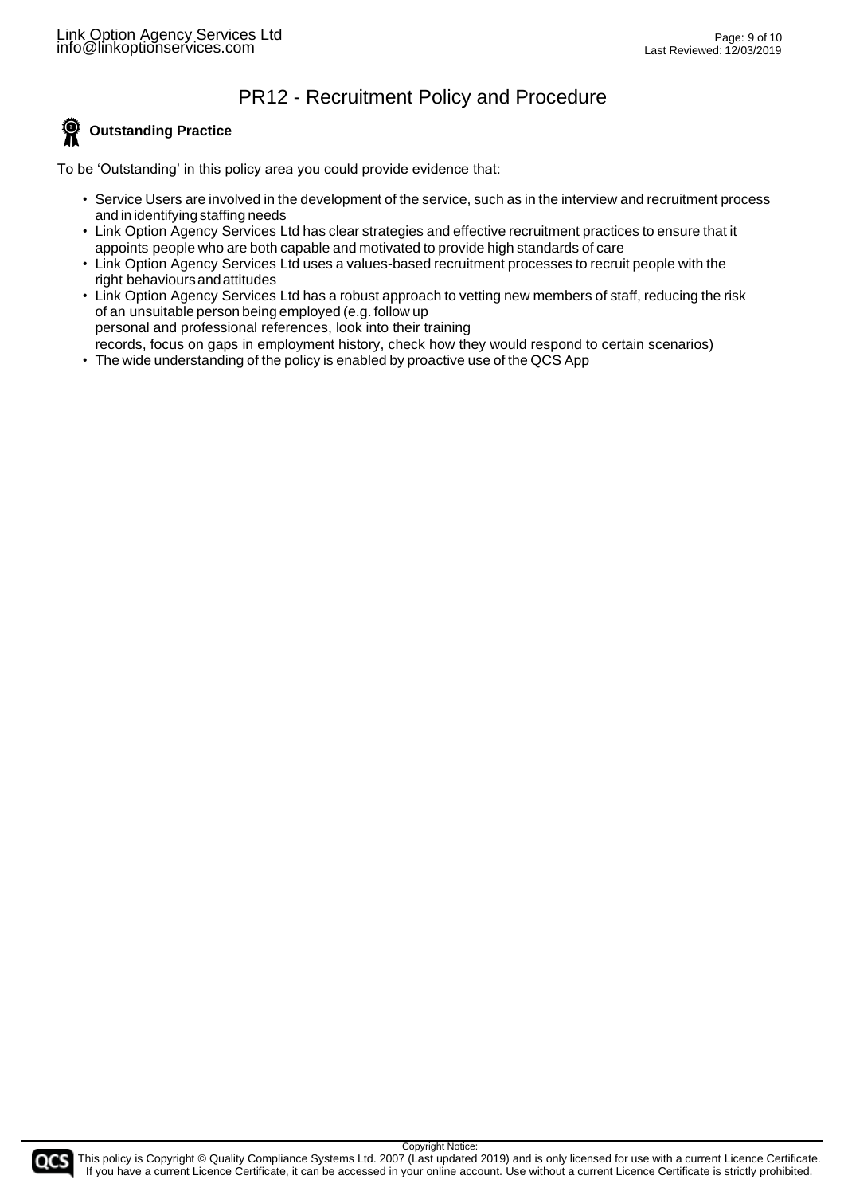# PR12 - Recruitment Policy and Procedure

### Outstanding Practice

To be 'Outstanding' in this policy area you could provide evidence that:

- Service Users are involved in the development of the service, such as in the interview and recruitment process and in identifying staffing needs
- Link Option Agency Services Ltd has clear strategies and effective recruitment practices to ensure that it appoints people who are both capable and motivated to provide high standards of care
- Link Option Agency Services Ltd uses a values-based recruitment processes to recruit people with the right behaviours and attitudes
- Link Option Agency Services Ltd has a robust approach to vetting new members of staff, reducing the risk of an unsuitable person being employed (e.g. follow up personal and professional references, look into their training records, focus on gaps in employment history, check how they would respond to certain scenarios)
- The wide understanding of the policy is enabled by proactive use of the QCS App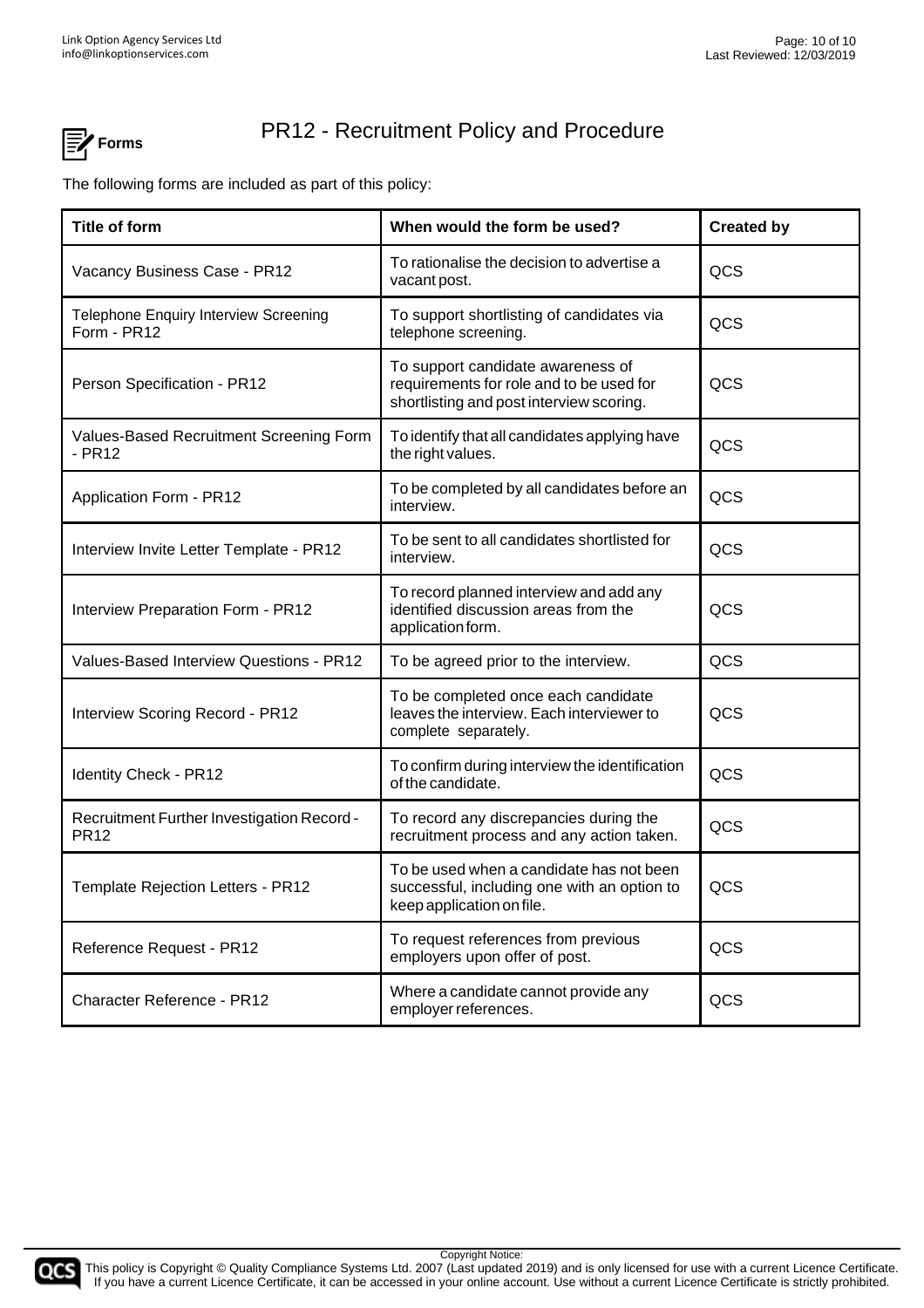# Forms

## PR12 - Recruitment Policy and Procedure

The following forms are included as part of this policy:

| Title of form | When would the form be used? | Created by |
|---|---|---|
| Vacancy Business Case - PR12 | To rationalise the decision to advertise a vacant post. | QCS |
| Telephone Enquiry Interview Screening Form - PR12 | To support shortlisting of candidates via telephone screening. | QCS |
| Person Specification - PR12 | To support candidate awareness of requirements for role and to be used for shortlisting and post interview scoring. | QCS |
| Values-Based Recruitment Screening Form - PR12 | To identify that all candidates applying have the right values. | QCS |
| Application Form - PR12 | To be completed by all candidates before an interview. | QCS |
| Interview Invite Letter Template - PR12 | To be sent to all candidates shortlisted for interview. | QCS |
| Interview Preparation Form - PR12 | To record planned interview and add any identified discussion areas from the application form. | QCS |
| Values-Based Interview Questions - PR12 | To be agreed prior to the interview. | QCS |
| Interview Scoring Record - PR12 | To be completed once each candidate leaves the interview. Each interviewer to complete separately. | QCS |
| Identity Check - PR12 | To confirm during interview the identification of the candidate. | QCS |
| Recruitment Further Investigation Record - PR12 | To record any discrepancies during the recruitment process and any action taken. | QCS |
| Template Rejection Letters - PR12 | To be used when a candidate has not been successful, including one with an option to keep application on file. | QCS |
| Reference Request - PR12 | To request references from previous employers upon offer of post. | QCS |
| Character Reference - PR12 | Where a candidate cannot provide any employer references. | QCS |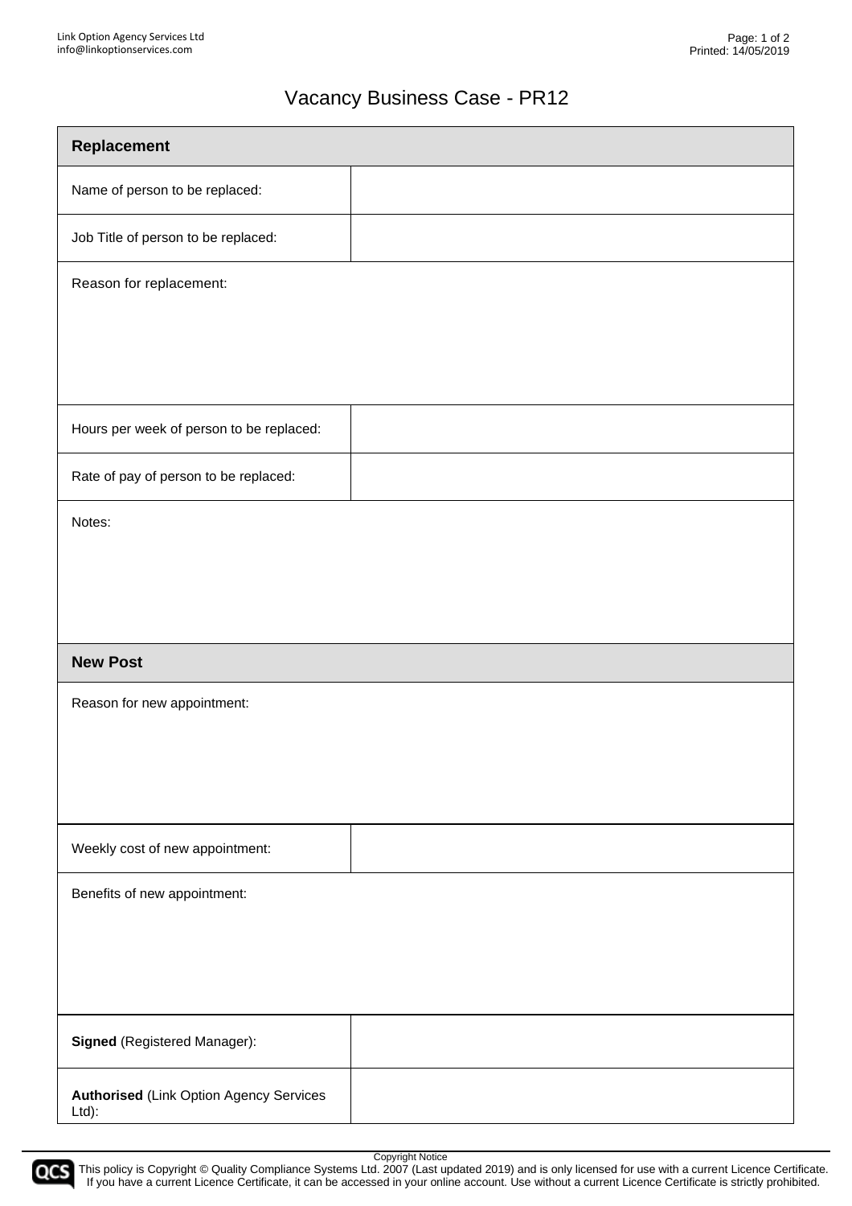# Vacancy Business Case - PR12

| **Replacement** | |
|---|---|
| Name of person to be replaced: | |
| Job Title of person to be replaced: | |
| Reason for replacement: | |
| Hours per week of person to be replaced: | |
| Rate of pay of person to be replaced: | |
| Notes: | |
| **New Post** | |
| Reason for new appointment: | |
| Weekly cost of new appointment: | |
| Benefits of new appointment: | |
| **Signed** (Registered Manager): | |
| **Authorised** (Link Option Agency Services Ltd): | |

Copyright Notice

This policy is Copyright © Quality Compliance Systems Ltd. 2007 (Last updated 2019) and is only licensed for use with a current Licence Certificate. If you have a current Licence Certificate, it can be accessed in your online account. Use without a current Licence Certificate is strictly prohibited.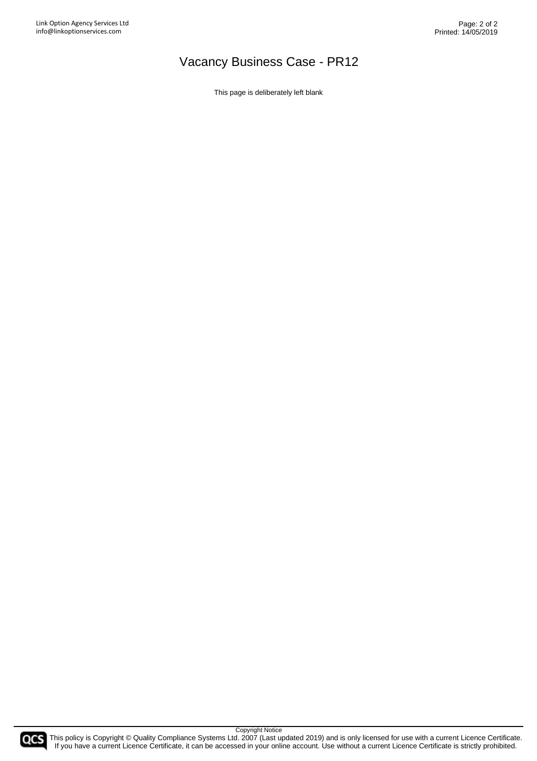# Vacancy Business Case - PR12

This page is deliberately left blank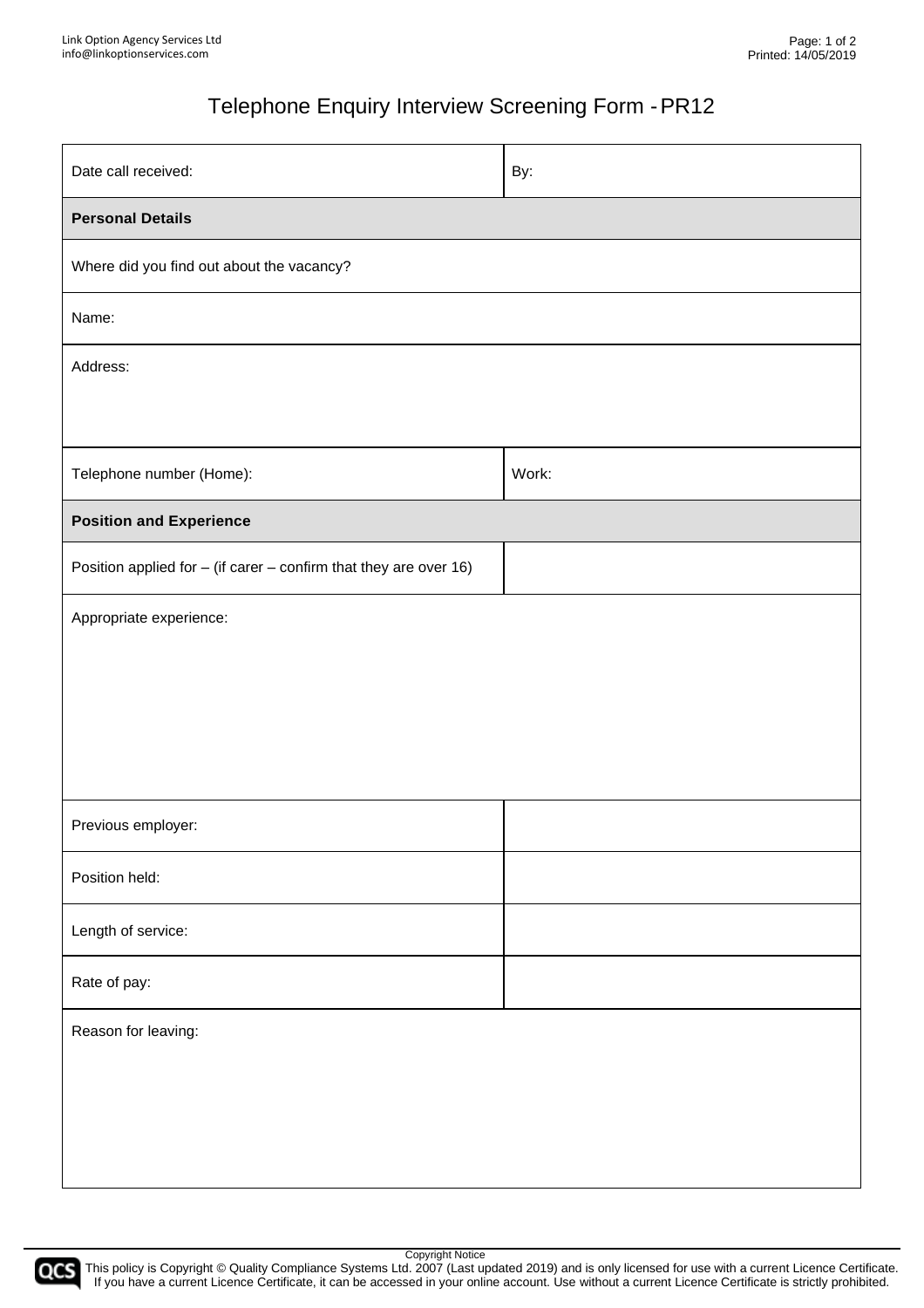# Telephone Enquiry Interview Screening Form - PR12

| Date call received: | By: |
|---|---|
| **Personal Details** | |
| Where did you find out about the vacancy? | |
| Name: | |
| Address: | |
| Telephone number (Home): | Work: |
| **Position and Experience** | |
| Position applied for – (if carer – confirm that they are over 16) | |
| Appropriate experience: | |
| Previous employer: | |
| Position held: | |
| Length of service: | |
| Rate of pay: | |
| Reason for leaving: | |

Copyright Notice
This policy is Copyright © Quality Compliance Systems Ltd. 2007 (Last updated 2019) and is only licensed for use with a current Licence Certificate. If you have a current Licence Certificate, it can be accessed in your online account. Use without a current Licence Certificate is strictly prohibited.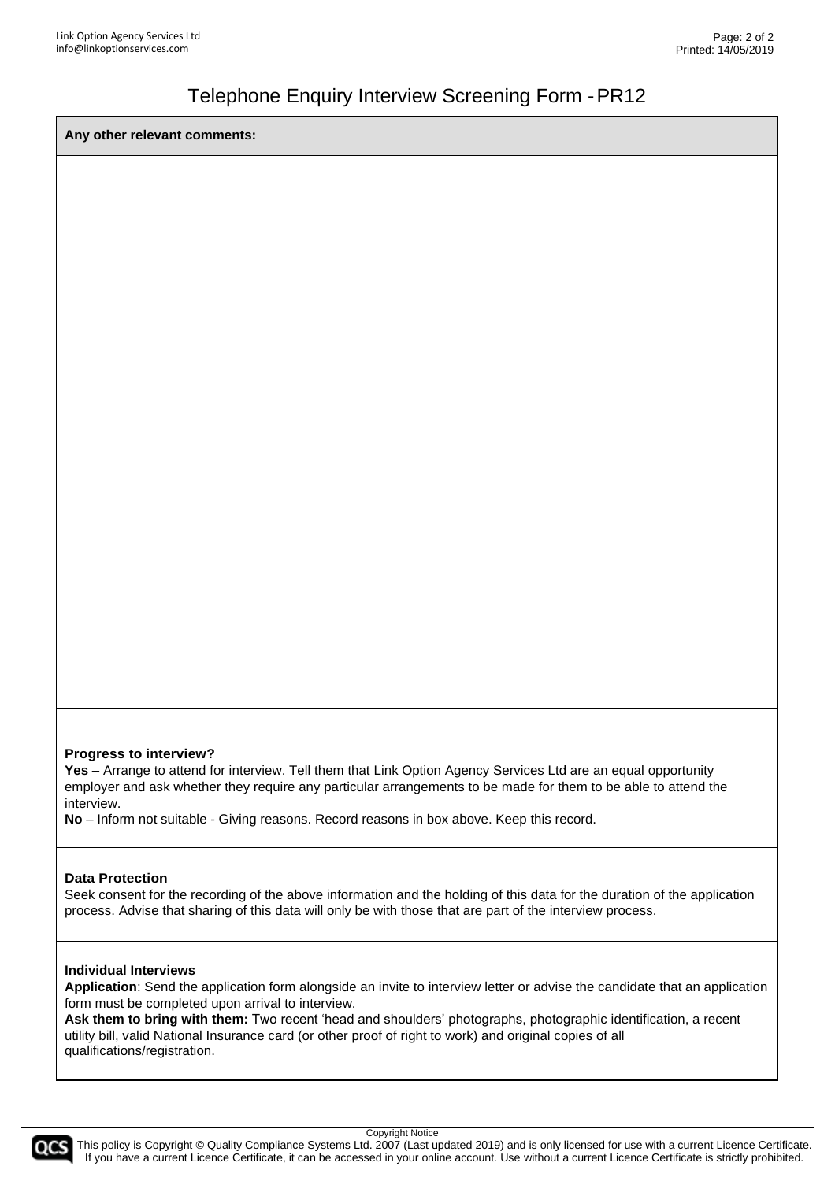# Telephone Enquiry Interview Screening Form - PR12

| **Any other relevant comments:** |
| --- |
| |

**Progress to interview?**

**Yes** – Arrange to attend for interview. Tell them that Link Option Agency Services Ltd are an equal opportunity employer and ask whether they require any particular arrangements to be made for them to be able to attend the interview.

**No** – Inform not suitable - Giving reasons. Record reasons in box above. Keep this record.

**Data Protection**

Seek consent for the recording of the above information and the holding of this data for the duration of the application process. Advise that sharing of this data will only be with those that are part of the interview process.

**Individual Interviews**

**Application**: Send the application form alongside an invite to interview letter or advise the candidate that an application form must be completed upon arrival to interview.

**Ask them to bring with them:** Two recent 'head and shoulders' photographs, photographic identification, a recent utility bill, valid National Insurance card (or other proof of right to work) and original copies of all qualifications/registration.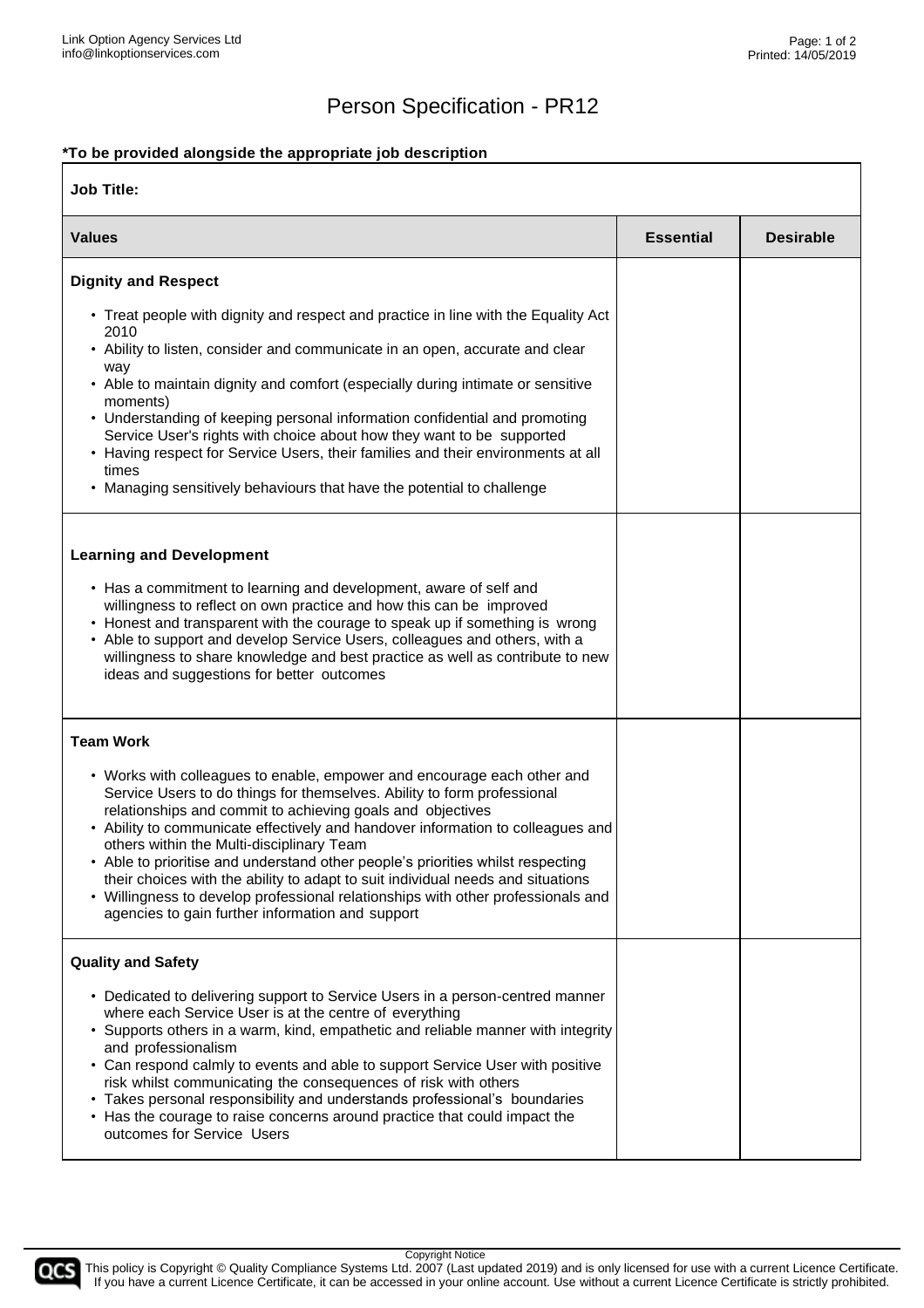# Person Specification - PR12

**\*To be provided alongside the appropriate job description**

| **Job Title:** | | |
|---|---|---|
| **Values** | **Essential** | **Desirable** |
| **Dignity and Respect**<br><br>• Treat people with dignity and respect and practice in line with the Equality Act 2010<br>• Ability to listen, consider and communicate in an open, accurate and clear way<br>• Able to maintain dignity and comfort (especially during intimate or sensitive moments)<br>• Understanding of keeping personal information confidential and promoting Service User's rights with choice about how they want to be supported<br>• Having respect for Service Users, their families and their environments at all times<br>• Managing sensitively behaviours that have the potential to challenge | | |
| **Learning and Development**<br><br>• Has a commitment to learning and development, aware of self and willingness to reflect on own practice and how this can be improved<br>• Honest and transparent with the courage to speak up if something is wrong<br>• Able to support and develop Service Users, colleagues and others, with a willingness to share knowledge and best practice as well as contribute to new ideas and suggestions for better outcomes | | |
| **Team Work**<br><br>• Works with colleagues to enable, empower and encourage each other and Service Users to do things for themselves. Ability to form professional relationships and commit to achieving goals and objectives<br>• Ability to communicate effectively and handover information to colleagues and others within the Multi-disciplinary Team<br>• Able to prioritise and understand other people's priorities whilst respecting their choices with the ability to adapt to suit individual needs and situations<br>• Willingness to develop professional relationships with other professionals and agencies to gain further information and support | | |
| **Quality and Safety**<br><br>• Dedicated to delivering support to Service Users in a person-centred manner where each Service User is at the centre of everything<br>• Supports others in a warm, kind, empathetic and reliable manner with integrity and professionalism<br>• Can respond calmly to events and able to support Service User with positive risk whilst communicating the consequences of risk with others<br>• Takes personal responsibility and understands professional's boundaries<br>• Has the courage to raise concerns around practice that could impact the outcomes for Service Users | | |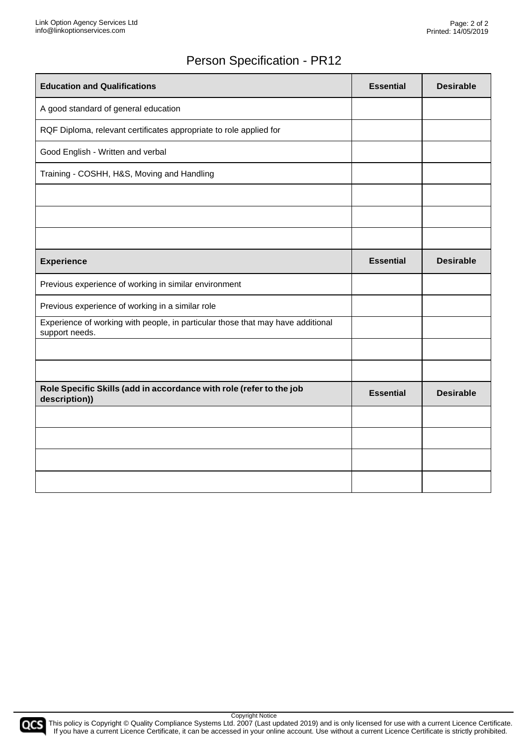# Person Specification - PR12

| Education and Qualifications | Essential | Desirable |
|---|---|---|
| A good standard of general education | | |
| RQF Diploma, relevant certificates appropriate to role applied for | | |
| Good English - Written and verbal | | |
| Training - COSHH, H&S, Moving and Handling | | |
| | | |
| | | |
| | | |

| Experience | Essential | Desirable |
|---|---|---|
| Previous experience of working in similar environment | | |
| Previous experience of working in a similar role | | |
| Experience of working with people, in particular those that may have additional support needs. | | |
| | | |
| | | |

| Role Specific Skills (add in accordance with role (refer to the job description)) | Essential | Desirable |
|---|---|---|
| | | |
| | | |
| | | |
| | | |

Copyright Notice
This policy is Copyright © Quality Compliance Systems Ltd. 2007 (Last updated 2019) and is only licensed for use with a current Licence Certificate. If you have a current Licence Certificate, it can be accessed in your online account. Use without a current Licence Certificate is strictly prohibited.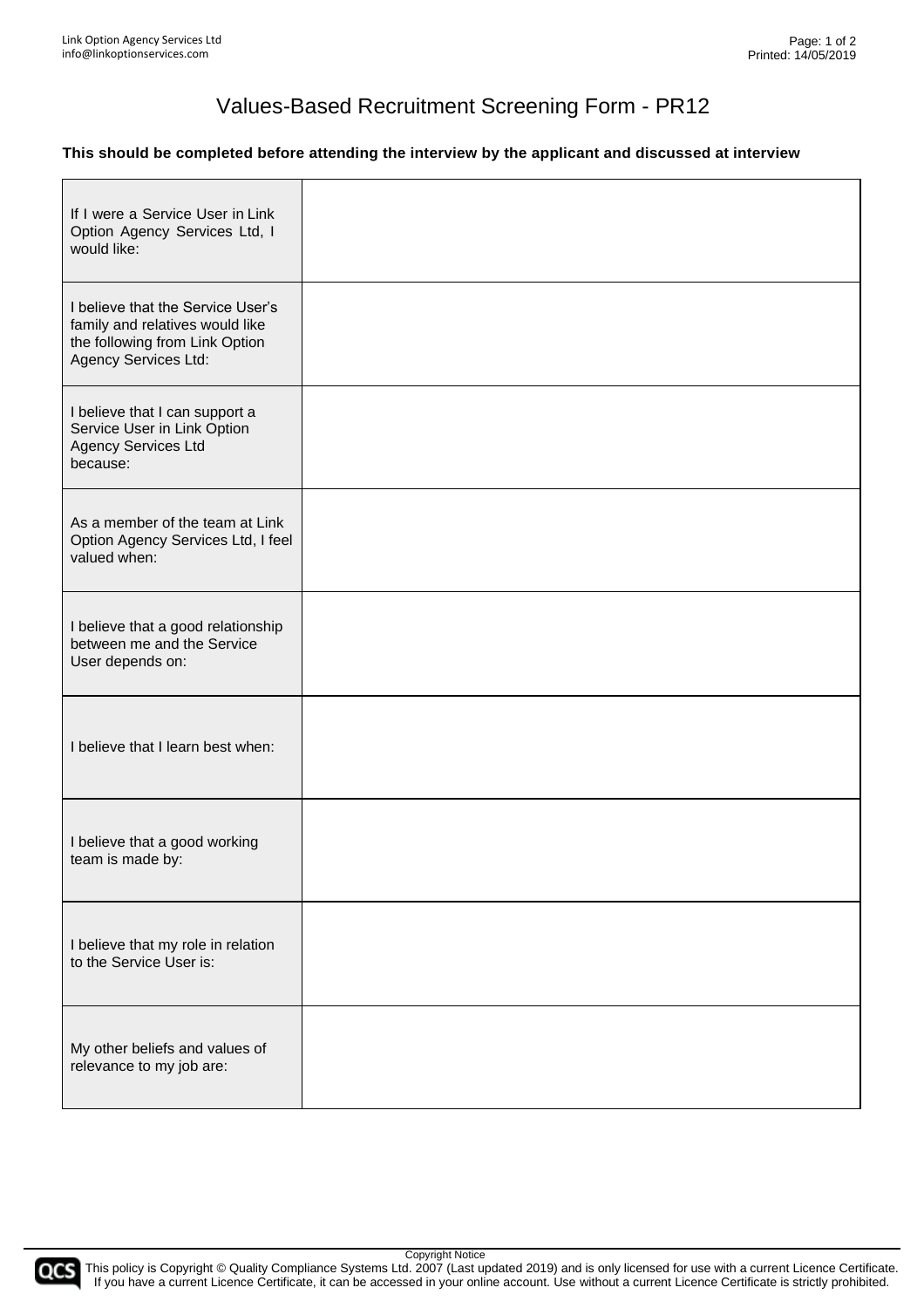# Values-Based Recruitment Screening Form - PR12

**This should be completed before attending the interview by the applicant and discussed at interview**

| | |
|---|---|
| If I were a Service User in Link Option Agency Services Ltd, I would like: | |
| I believe that the Service User's family and relatives would like the following from Link Option Agency Services Ltd: | |
| I believe that I can support a Service User in Link Option Agency Services Ltd because: | |
| As a member of the team at Link Option Agency Services Ltd, I feel valued when: | |
| I believe that a good relationship between me and the Service User depends on: | |
| I believe that I learn best when: | |
| I believe that a good working team is made by: | |
| I believe that my role in relation to the Service User is: | |
| My other beliefs and values of relevance to my job are: | |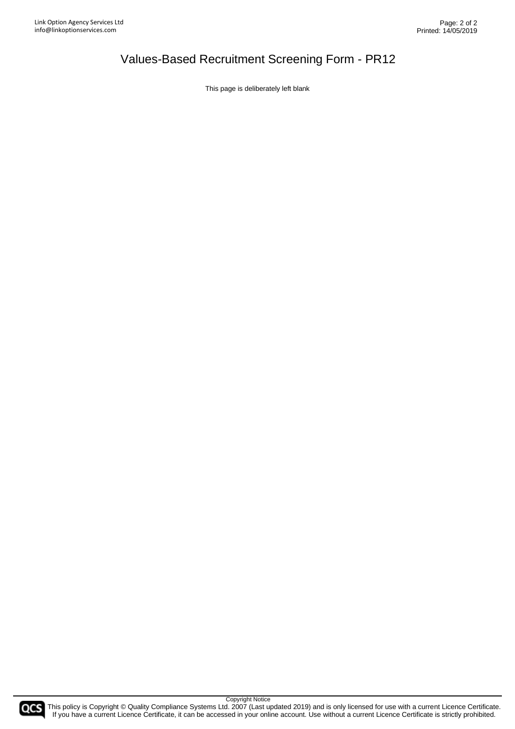# Values-Based Recruitment Screening Form - PR12

This page is deliberately left blank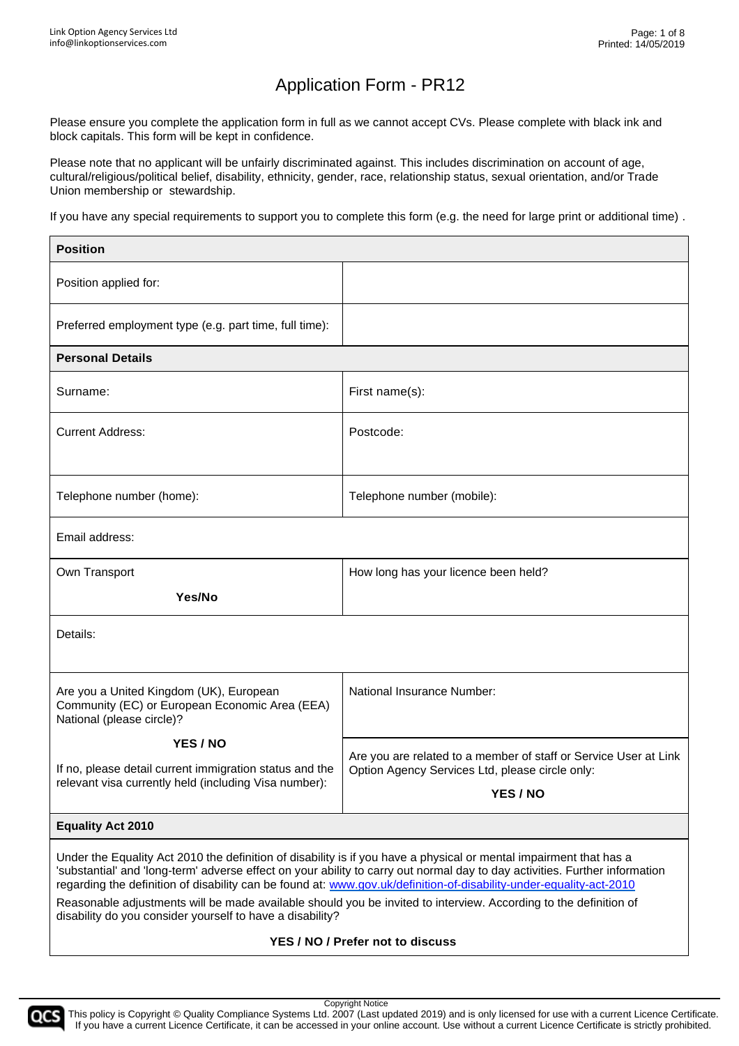# Application Form - PR12

Please ensure you complete the application form in full as we cannot accept CVs. Please complete with black ink and block capitals. This form will be kept in confidence.

Please note that no applicant will be unfairly discriminated against. This includes discrimination on account of age, cultural/religious/political belief, disability, ethnicity, gender, race, relationship status, sexual orientation, and/or Trade Union membership or stewardship.

If you have any special requirements to support you to complete this form (e.g. the need for large print or additional time) .

| **Position** | |
|---|---|
| Position applied for: | |
| Preferred employment type (e.g. part time, full time): | |
| **Personal Details** | |
| Surname: | First name(s): |
| Current Address: | Postcode: |
| Telephone number (home): | Telephone number (mobile): |
| Email address: | |
| Own Transport<br>**Yes/No** | How long has your licence been held? |
| Details: | |
| Are you a United Kingdom (UK), European Community (EC) or European Economic Area (EEA) National (please circle)?<br>**YES / NO**<br>If no, please detail current immigration status and the relevant visa currently held (including Visa number): | National Insurance Number:<br><br>Are you are related to a member of staff or Service User at Link Option Agency Services Ltd, please circle only:<br>**YES / NO** |
| **Equality Act 2010** | |
| Under the Equality Act 2010 the definition of disability is if you have a physical or mental impairment that has a 'substantial' and 'long-term' adverse effect on your ability to carry out normal day to day activities. Further information regarding the definition of disability can be found at: www.gov.uk/definition-of-disability-under-equality-act-2010<br>Reasonable adjustments will be made available should you be invited to interview. According to the definition of disability do you consider yourself to have a disability?<br>**YES / NO / Prefer not to discuss** | |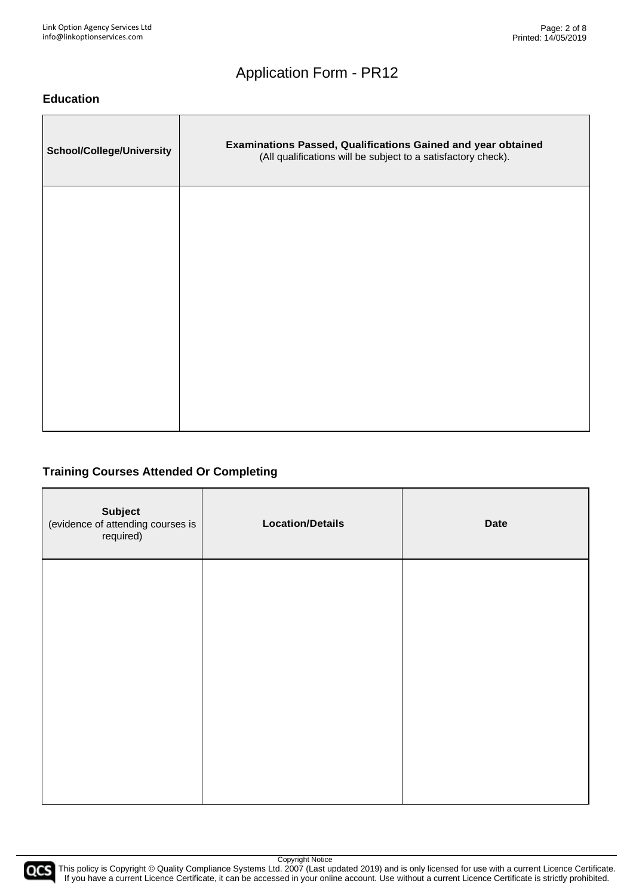# Application Form - PR12

## Education

| School/College/University | **Examinations Passed, Qualifications Gained and year obtained** (All qualifications will be subject to a satisfactory check). |
|---|---|
| | |

## Training Courses Attended Or Completing

| **Subject** (evidence of attending courses is required) | **Location/Details** | **Date** |
|---|---|---|
| | | |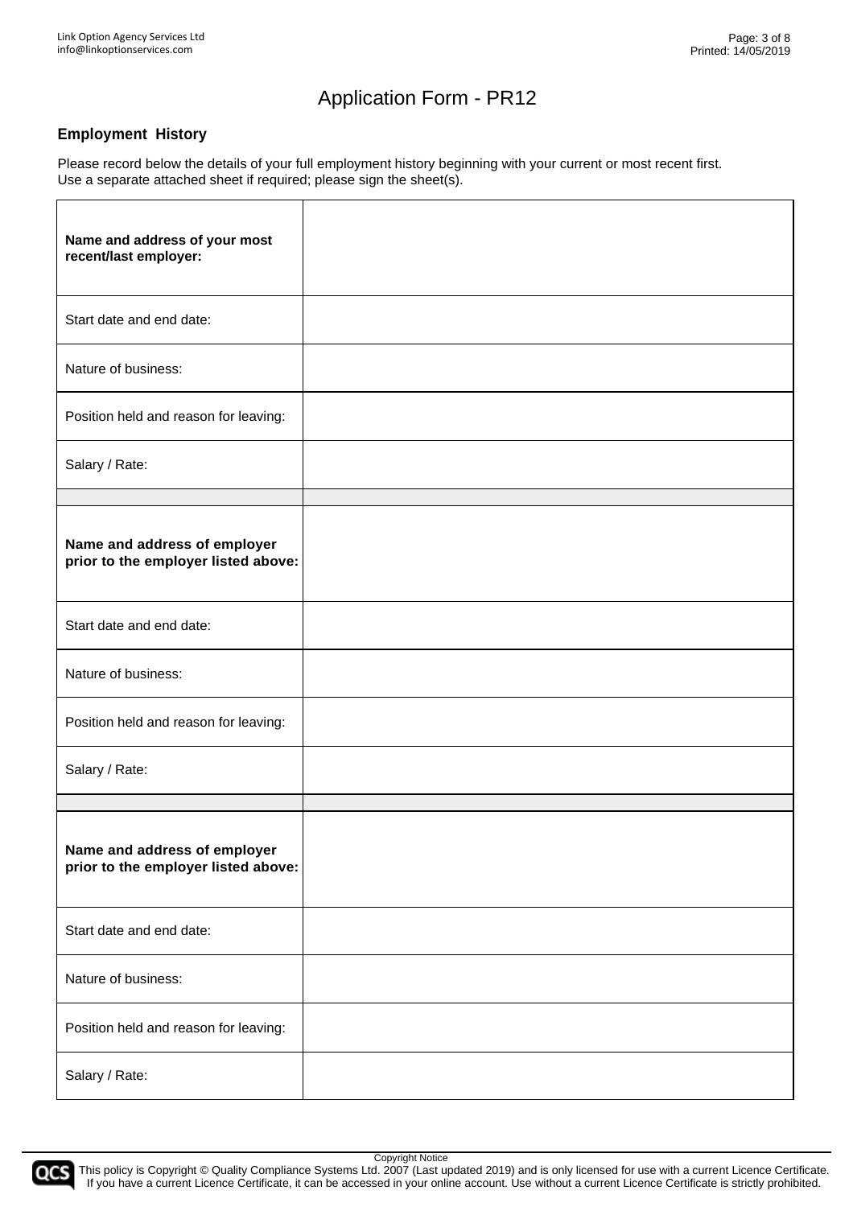# Application Form - PR12

### Employment History

Please record below the details of your full employment history beginning with your current or most recent first.
Use a separate attached sheet if required; please sign the sheet(s).

| | |
|---|---|
| **Name and address of your most recent/last employer:** | |
| Start date and end date: | |
| Nature of business: | |
| Position held and reason for leaving: | |
| Salary / Rate: | |
| | |
| **Name and address of employer prior to the employer listed above:** | |
| Start date and end date: | |
| Nature of business: | |
| Position held and reason for leaving: | |
| Salary / Rate: | |
| | |
| **Name and address of employer prior to the employer listed above:** | |
| Start date and end date: | |
| Nature of business: | |
| Position held and reason for leaving: | |
| Salary / Rate: | |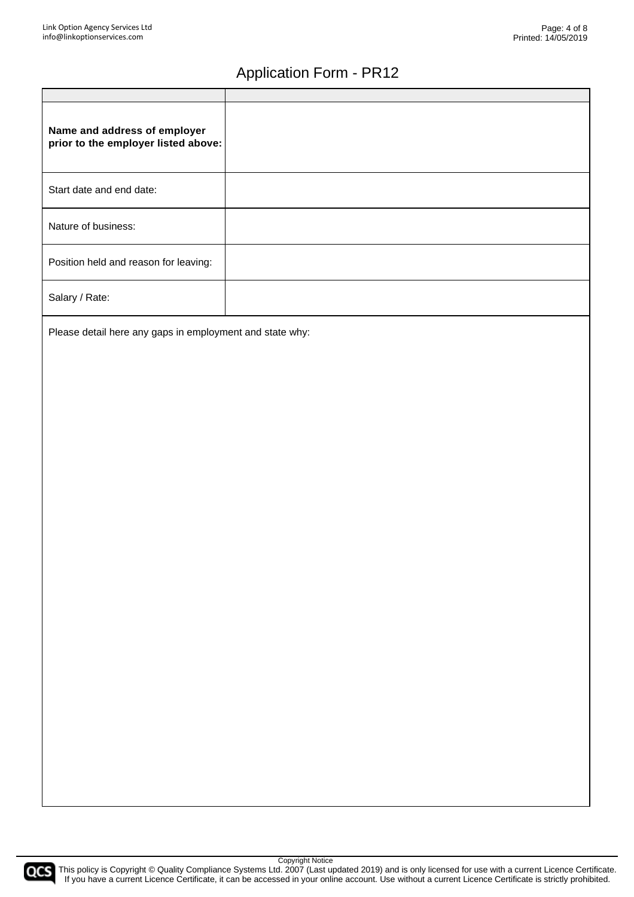# Application Form - PR12

| | |
|---|---|
| **Name and address of employer prior to the employer listed above:** | |
| Start date and end date: | |
| Nature of business: | |
| Position held and reason for leaving: | |
| Salary / Rate: | |

Please detail here any gaps in employment and state why: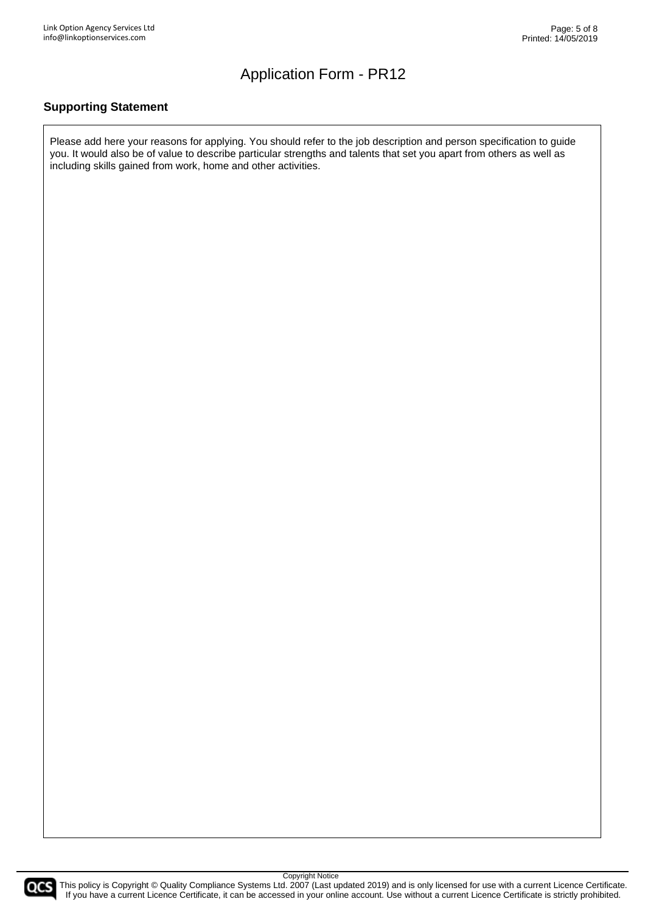# Application Form - PR12

## Supporting Statement

Please add here your reasons for applying. You should refer to the job description and person specification to guide you. It would also be of value to describe particular strengths and talents that set you apart from others as well as including skills gained from work, home and other activities.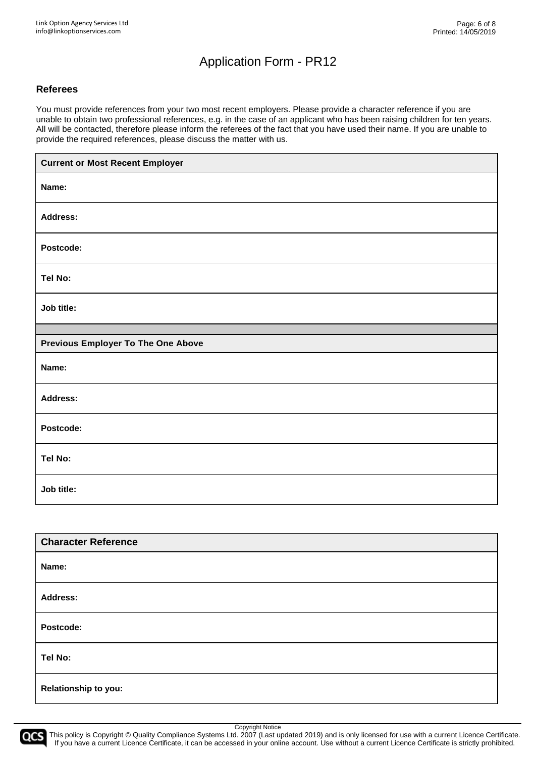# Application Form - PR12

## Referees

You must provide references from your two most recent employers. Please provide a character reference if you are unable to obtain two professional references, e.g. in the case of an applicant who has been raising children for ten years. All will be contacted, therefore please inform the referees of the fact that you have used their name. If you are unable to provide the required references, please discuss the matter with us.

| **Current or Most Recent Employer** |
| --- |
| **Name:** |
| **Address:** |
| **Postcode:** |
| **Tel No:** |
| **Job title:** |
| |
| **Previous Employer To The One Above** |
| **Name:** |
| **Address:** |
| **Postcode:** |
| **Tel No:** |
| **Job title:** |

| **Character Reference** |
| --- |
| **Name:** |
| **Address:** |
| **Postcode:** |
| **Tel No:** |
| **Relationship to you:** |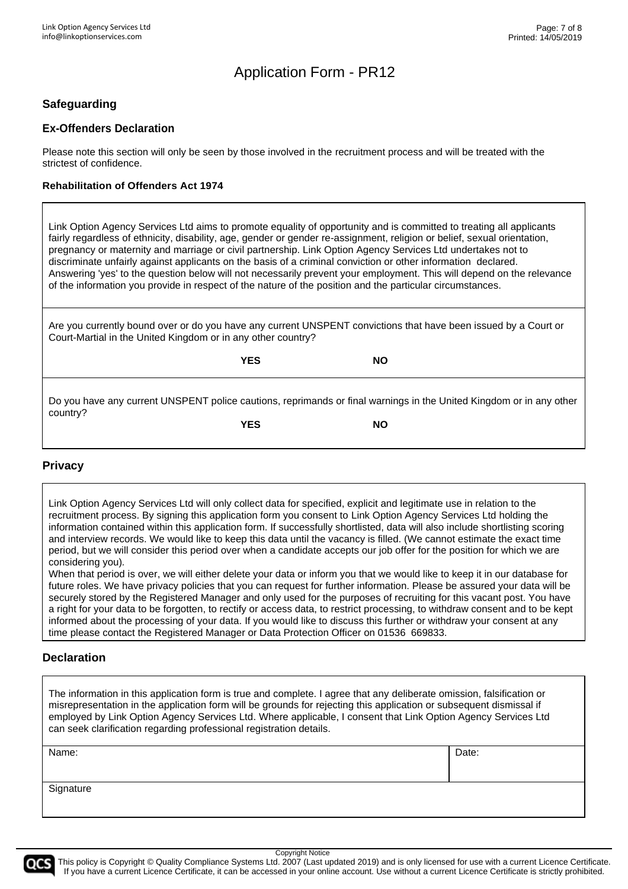# Application Form - PR12

## Safeguarding

### Ex-Offenders Declaration

Please note this section will only be seen by those involved in the recruitment process and will be treated with the strictest of confidence.

#### Rehabilitation of Offenders Act 1974

Link Option Agency Services Ltd aims to promote equality of opportunity and is committed to treating all applicants fairly regardless of ethnicity, disability, age, gender or gender re-assignment, religion or belief, sexual orientation, pregnancy or maternity and marriage or civil partnership. Link Option Agency Services Ltd undertakes not to discriminate unfairly against applicants on the basis of a criminal conviction or other information declared. Answering 'yes' to the question below will not necessarily prevent your employment. This will depend on the relevance of the information you provide in respect of the nature of the position and the particular circumstances.

Are you currently bound over or do you have any current UNSPENT convictions that have been issued by a Court or Court-Martial in the United Kingdom or in any other country?

**YES** **NO**

Do you have any current UNSPENT police cautions, reprimands or final warnings in the United Kingdom or in any other country?

**YES** **NO**

## Privacy

Link Option Agency Services Ltd will only collect data for specified, explicit and legitimate use in relation to the recruitment process. By signing this application form you consent to Link Option Agency Services Ltd holding the information contained within this application form. If successfully shortlisted, data will also include shortlisting scoring and interview records. We would like to keep this data until the vacancy is filled. (We cannot estimate the exact time period, but we will consider this period over when a candidate accepts our job offer for the position for which we are considering you).
When that period is over, we will either delete your data or inform you that we would like to keep it in our database for future roles. We have privacy policies that you can request for further information. Please be assured your data will be securely stored by the Registered Manager and only used for the purposes of recruiting for this vacant post. You have a right for your data to be forgotten, to rectify or access data, to restrict processing, to withdraw consent and to be kept informed about the processing of your data. If you would like to discuss this further or withdraw your consent at any time please contact the Registered Manager or Data Protection Officer on 01536 669833.

## Declaration

The information in this application form is true and complete. I agree that any deliberate omission, falsification or misrepresentation in the application form will be grounds for rejecting this application or subsequent dismissal if employed by Link Option Agency Services Ltd. Where applicable, I consent that Link Option Agency Services Ltd can seek clarification regarding professional registration details.

| Name: | Date: |
|---|---|
| Signature | |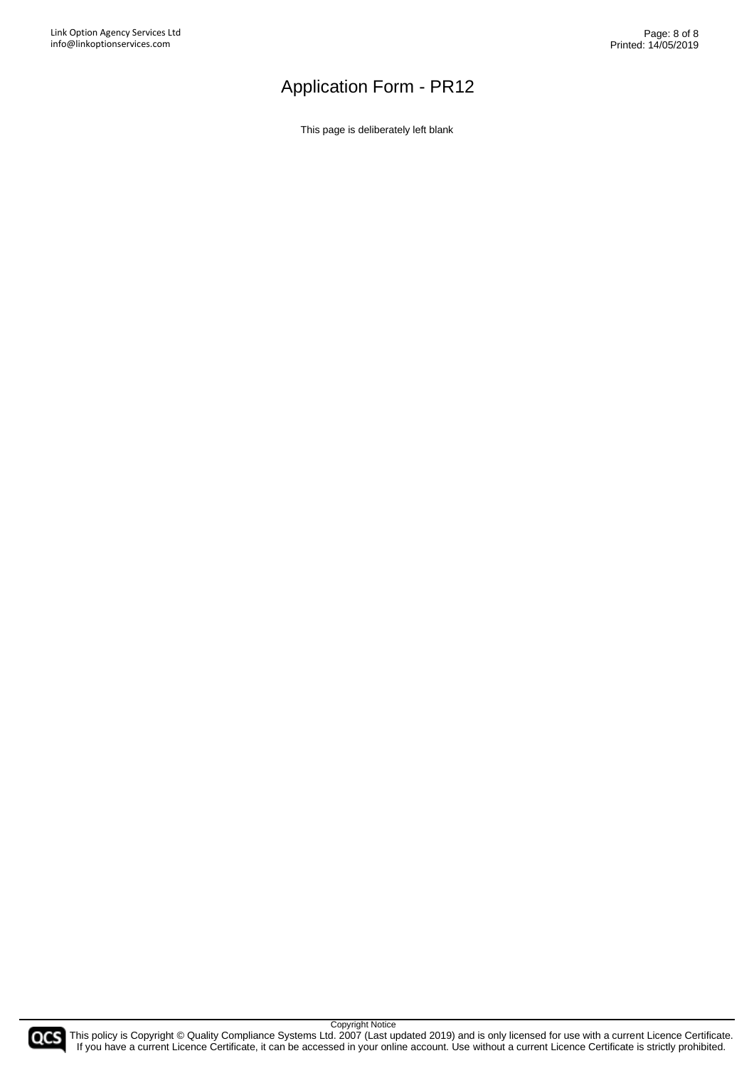# Application Form - PR12

This page is deliberately left blank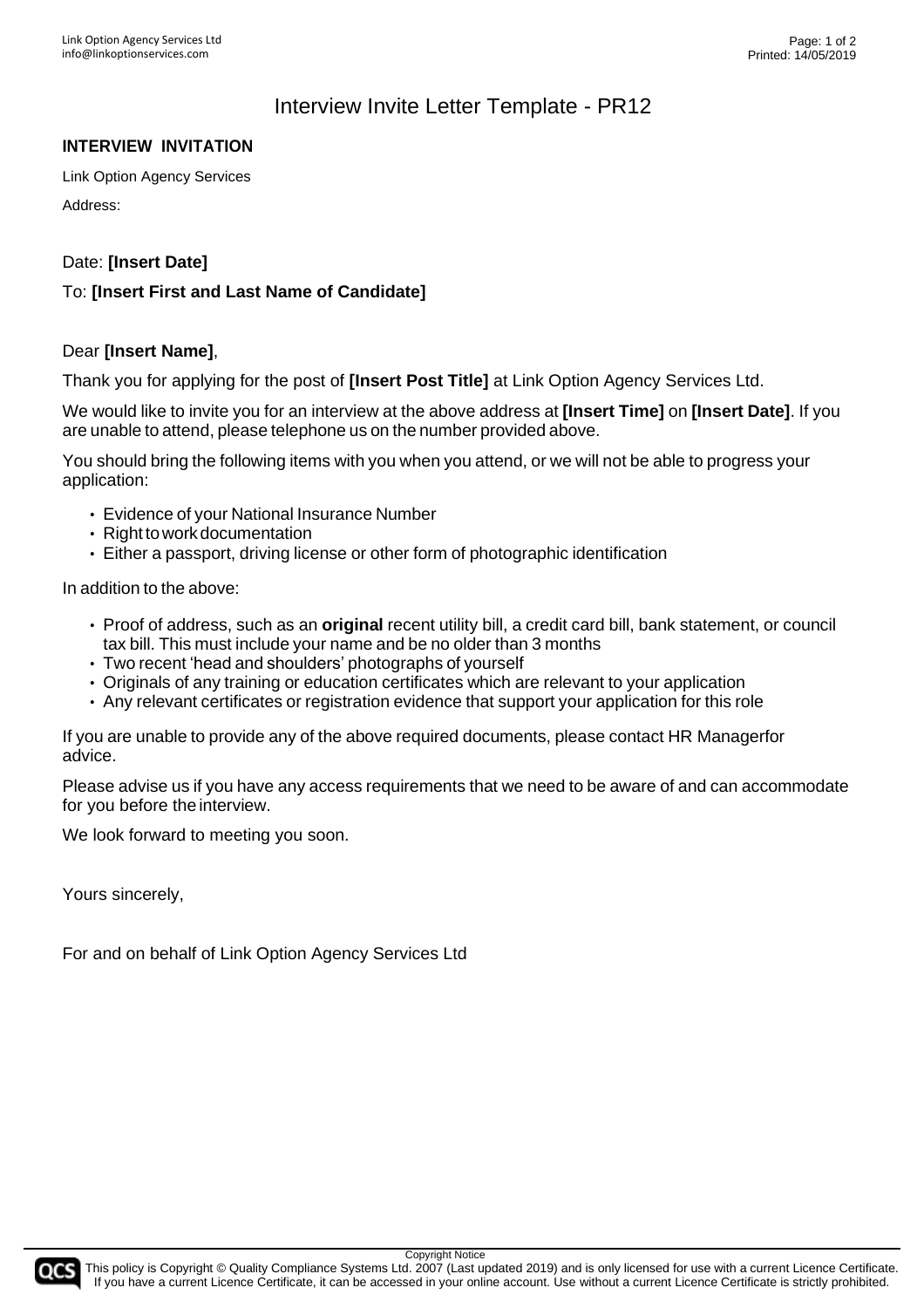# Interview Invite Letter Template - PR12

**INTERVIEW INVITATION**

Link Option Agency Services

Address:

Date: **[Insert Date]**

To: **[Insert First and Last Name of Candidate]**

Dear **[Insert Name]**,

Thank you for applying for the post of **[Insert Post Title]** at Link Option Agency Services Ltd.

We would like to invite you for an interview at the above address at **[Insert Time]** on **[Insert Date]**. If you are unable to attend, please telephone us on the number provided above.

You should bring the following items with you when you attend, or we will not be able to progress your application:

- Evidence of your National Insurance Number
- Right to work documentation
- Either a passport, driving license or other form of photographic identification

In addition to the above:

- Proof of address, such as an **original** recent utility bill, a credit card bill, bank statement, or council tax bill. This must include your name and be no older than 3 months
- Two recent 'head and shoulders' photographs of yourself
- Originals of any training or education certificates which are relevant to your application
- Any relevant certificates or registration evidence that support your application for this role

If you are unable to provide any of the above required documents, please contact HR Managerfor advice.

Please advise us if you have any access requirements that we need to be aware of and can accommodate for you before the interview.

We look forward to meeting you soon.

Yours sincerely,

For and on behalf of Link Option Agency Services Ltd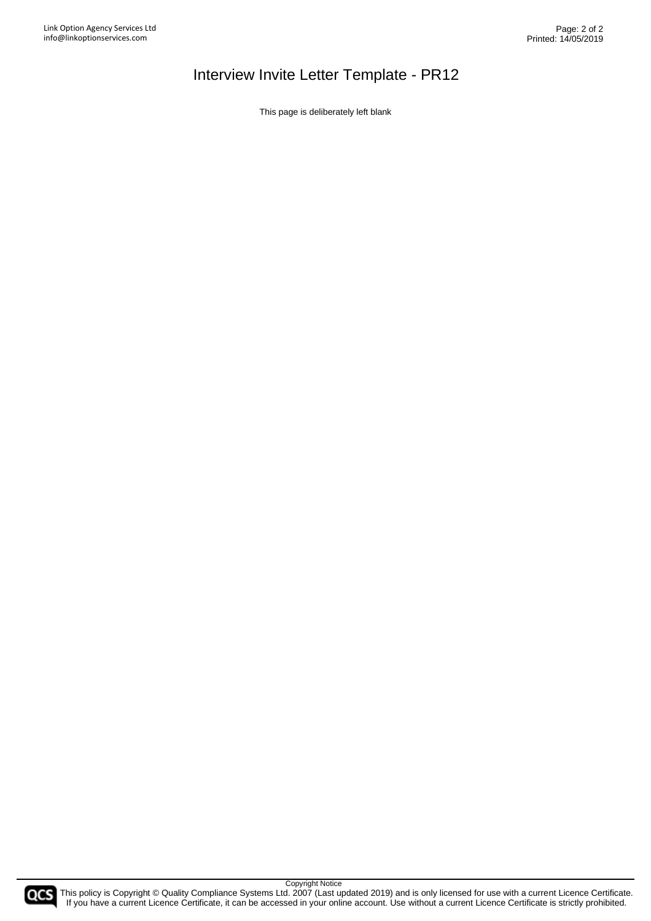# Interview Invite Letter Template - PR12

This page is deliberately left blank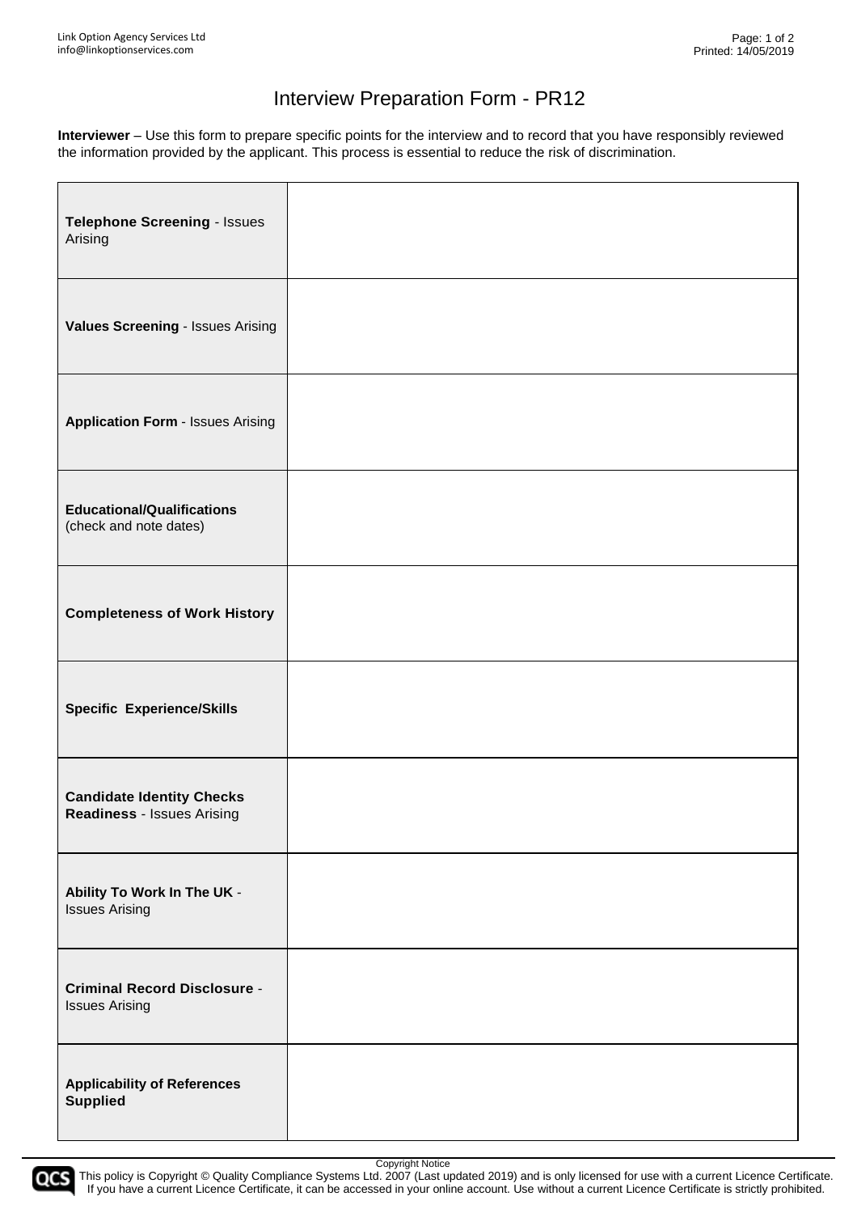# Interview Preparation Form - PR12

**Interviewer** – Use this form to prepare specific points for the interview and to record that you have responsibly reviewed the information provided by the applicant. This process is essential to reduce the risk of discrimination.

| | |
|---|---|
| **Telephone Screening** - Issues Arising | |
| **Values Screening** - Issues Arising | |
| **Application Form** - Issues Arising | |
| **Educational/Qualifications** (check and note dates) | |
| **Completeness of Work History** | |
| **Specific Experience/Skills** | |
| **Candidate Identity Checks Readiness** - Issues Arising | |
| **Ability To Work In The UK** - Issues Arising | |
| **Criminal Record Disclosure** - Issues Arising | |
| **Applicability of References Supplied** | |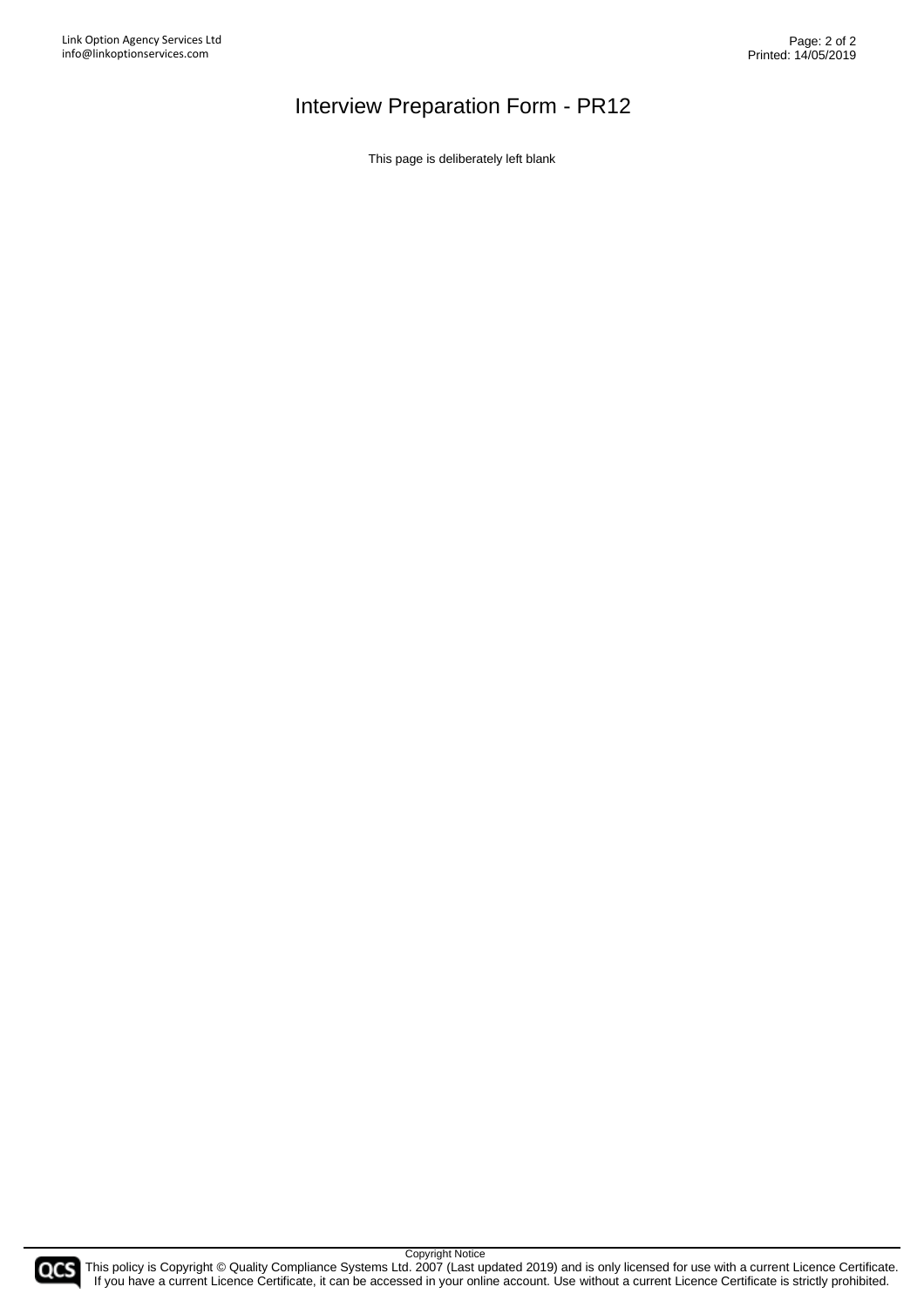# Interview Preparation Form - PR12

This page is deliberately left blank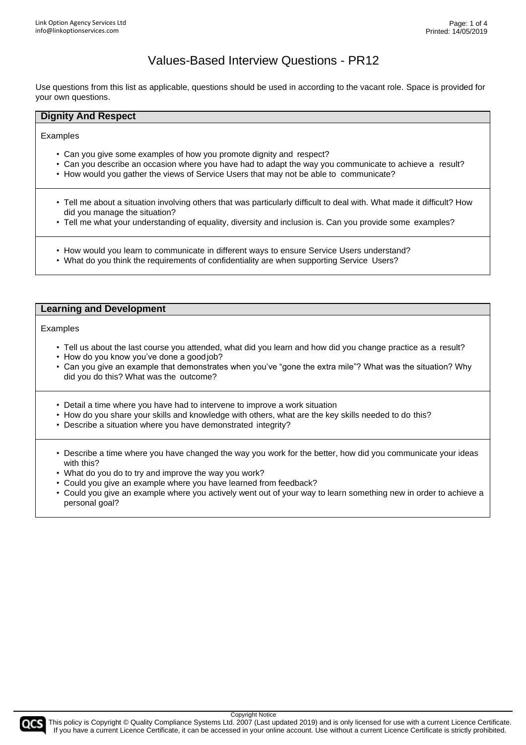# Values-Based Interview Questions - PR12

Use questions from this list as applicable, questions should be used in according to the vacant role. Space is provided for your own questions.

## Dignity And Respect

Examples

- Can you give some examples of how you promote dignity and respect?
- Can you describe an occasion where you have had to adapt the way you communicate to achieve a result?
- How would you gather the views of Service Users that may not be able to communicate?

---

- Tell me about a situation involving others that was particularly difficult to deal with. What made it difficult? How did you manage the situation?
- Tell me what your understanding of equality, diversity and inclusion is. Can you provide some examples?

---

- How would you learn to communicate in different ways to ensure Service Users understand?
- What do you think the requirements of confidentiality are when supporting Service Users?

## Learning and Development

Examples

- Tell us about the last course you attended, what did you learn and how did you change practice as a result?
- How do you know you've done a good job?
- Can you give an example that demonstrates when you've "gone the extra mile"? What was the situation? Why did you do this? What was the outcome?

---

- Detail a time where you have had to intervene to improve a work situation
- How do you share your skills and knowledge with others, what are the key skills needed to do this?
- Describe a situation where you have demonstrated integrity?

---

- Describe a time where you have changed the way you work for the better, how did you communicate your ideas with this?
- What do you do to try and improve the way you work?
- Could you give an example where you have learned from feedback?
- Could you give an example where you actively went out of your way to learn something new in order to achieve a personal goal?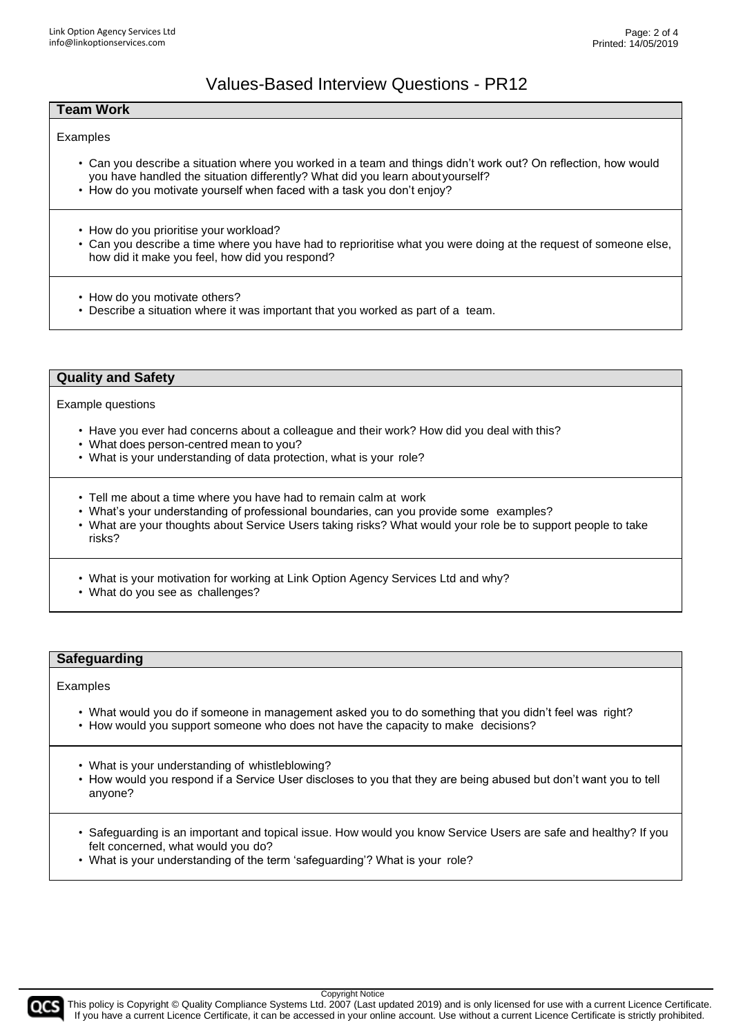# Values-Based Interview Questions - PR12

## Team Work

Examples

- Can you describe a situation where you worked in a team and things didn't work out? On reflection, how would you have handled the situation differently? What did you learn about yourself?
- How do you motivate yourself when faced with a task you don't enjoy?

- How do you prioritise your workload?
- Can you describe a time where you have had to reprioritise what you were doing at the request of someone else, how did it make you feel, how did you respond?

- How do you motivate others?
- Describe a situation where it was important that you worked as part of a team.

## Quality and Safety

Example questions

- Have you ever had concerns about a colleague and their work? How did you deal with this?
- What does person-centred mean to you?
- What is your understanding of data protection, what is your role?

- Tell me about a time where you have had to remain calm at work
- What's your understanding of professional boundaries, can you provide some examples?
- What are your thoughts about Service Users taking risks? What would your role be to support people to take risks?

- What is your motivation for working at Link Option Agency Services Ltd and why?
- What do you see as challenges?

## Safeguarding

Examples

- What would you do if someone in management asked you to do something that you didn't feel was right?
- How would you support someone who does not have the capacity to make decisions?

- What is your understanding of whistleblowing?
- How would you respond if a Service User discloses to you that they are being abused but don't want you to tell anyone?

- Safeguarding is an important and topical issue. How would you know Service Users are safe and healthy? If you felt concerned, what would you do?
- What is your understanding of the term 'safeguarding'? What is your role?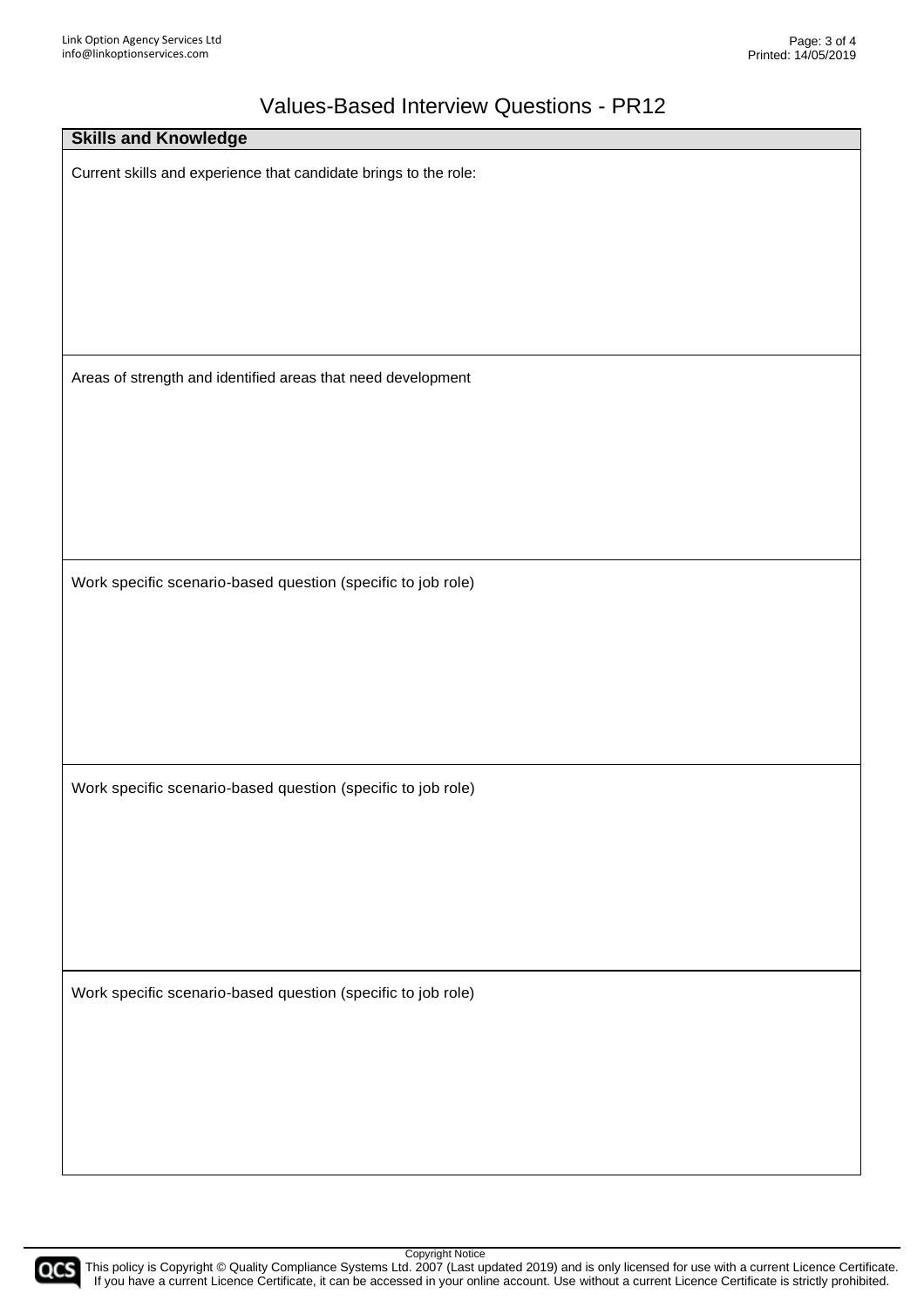# Values-Based Interview Questions - PR12

| Skills and Knowledge |
| --- |
| Current skills and experience that candidate brings to the role: |
| Areas of strength and identified areas that need development |
| Work specific scenario-based question (specific to job role) |
| Work specific scenario-based question (specific to job role) |
| Work specific scenario-based question (specific to job role) |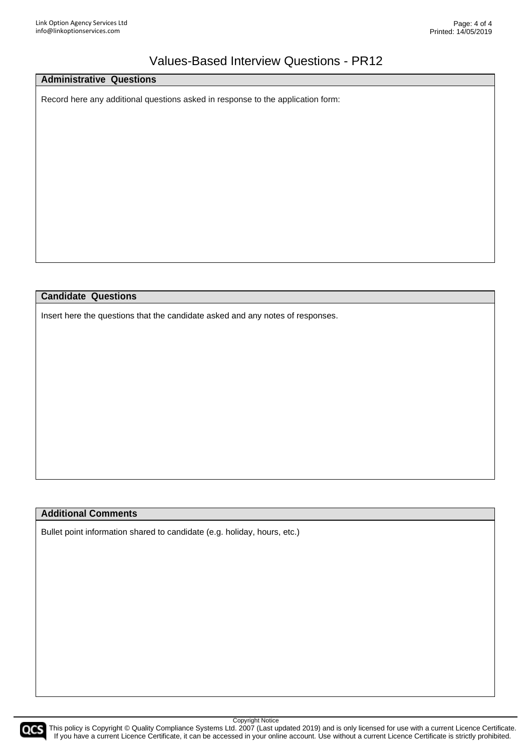# Values-Based Interview Questions - PR12

## Administrative Questions

Record here any additional questions asked in response to the application form:

## Candidate Questions

Insert here the questions that the candidate asked and any notes of responses.

## Additional Comments

Bullet point information shared to candidate (e.g. holiday, hours, etc.)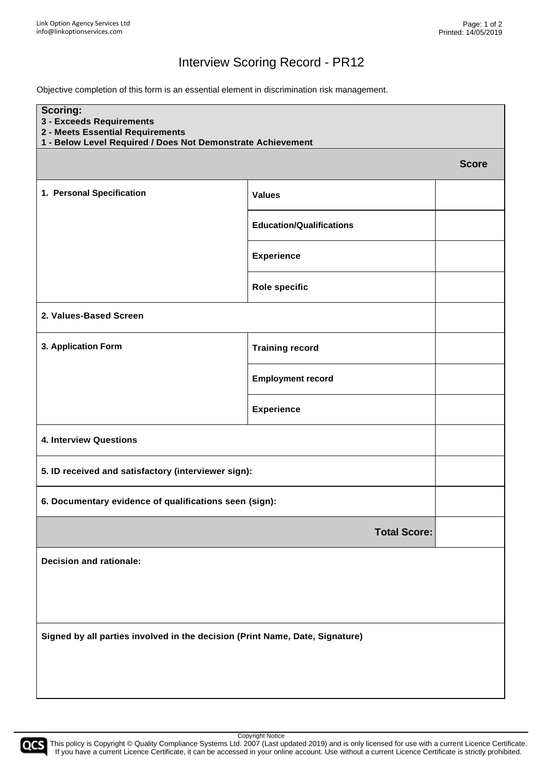# Interview Scoring Record - PR12

Objective completion of this form is an essential element in discrimination risk management.

| Scoring:<br>3 - Exceeds Requirements<br>2 - Meets Essential Requirements<br>1 - Below Level Required / Does Not Demonstrate Achievement | | |
|---|---|---|
| | | **Score** |
| **1. Personal Specification** | **Values** | |
| | **Education/Qualifications** | |
| | **Experience** | |
| | **Role specific** | |
| **2. Values-Based Screen** | | |
| **3. Application Form** | **Training record** | |
| | **Employment record** | |
| | **Experience** | |
| **4. Interview Questions** | | |
| **5. ID received and satisfactory (interviewer sign):** | | |
| **6. Documentary evidence of qualifications seen (sign):** | | |
| | **Total Score:** | |
| **Decision and rationale:** | | |
| **Signed by all parties involved in the decision (Print Name, Date, Signature)** | | |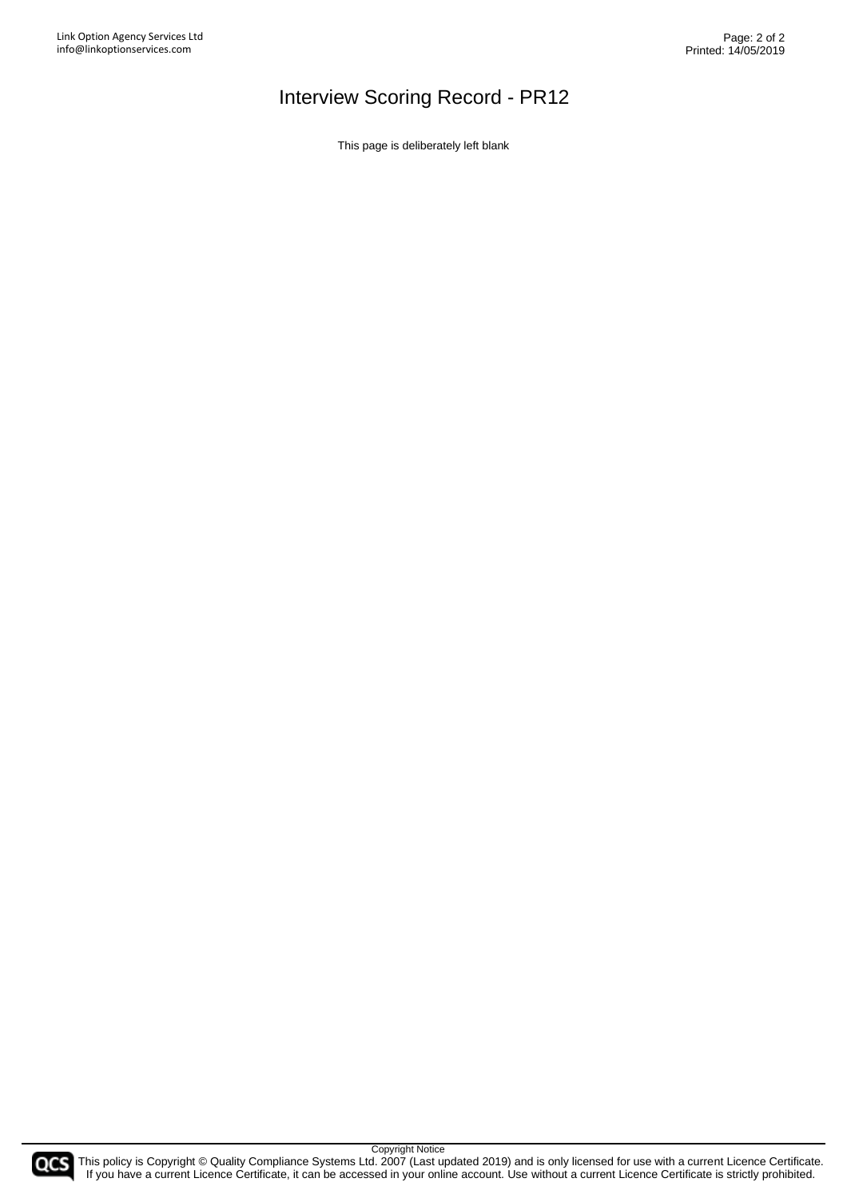# Interview Scoring Record - PR12

This page is deliberately left blank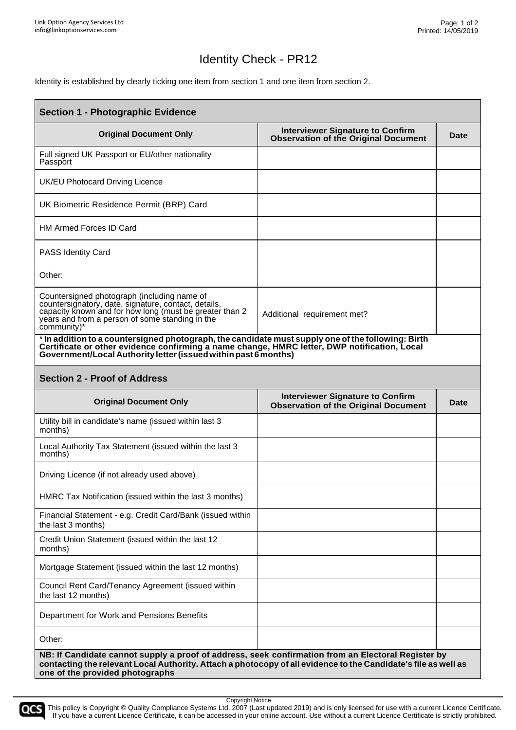# Identity Check - PR12

Identity is established by clearly ticking one item from section 1 and one item from section 2.

| **Section 1 - Photographic Evidence** | | |
|---|---|---|
| **Original Document Only** | **Interviewer Signature to Confirm Observation of the Original Document** | **Date** |
| Full signed UK Passport or EU/other nationality Passport | | |
| UK/EU Photocard Driving Licence | | |
| UK Biometric Residence Permit (BRP) Card | | |
| HM Armed Forces ID Card | | |
| PASS Identity Card | | |
| Other: | | |
| Countersigned photograph (including name of countersignatory, date, signature, contact, details, capacity known and for how long (must be greater than 2 years and from a person of some standing in the community)* | Additional requirement met? | |

***In addition to a countersigned photograph, the candidate must supply one of the following: Birth Certificate or other evidence confirming a name change, HMRC letter, DWP notification, Local Government/Local Authority letter (issued within past 6 months)**

| **Section 2 - Proof of Address** | | |
|---|---|---|
| **Original Document Only** | **Interviewer Signature to Confirm Observation of the Original Document** | **Date** |
| Utility bill in candidate's name (issued within last 3 months) | | |
| Local Authority Tax Statement (issued within the last 3 months) | | |
| Driving Licence (if not already used above) | | |
| HMRC Tax Notification (issued within the last 3 months) | | |
| Financial Statement - e.g. Credit Card/Bank (issued within the last 3 months) | | |
| Credit Union Statement (issued within the last 12 months) | | |
| Mortgage Statement (issued within the last 12 months) | | |
| Council Rent Card/Tenancy Agreement (issued within the last 12 months) | | |
| Department for Work and Pensions Benefits | | |
| Other: | | |

**NB: If Candidate cannot supply a proof of address, seek confirmation from an Electoral Register by contacting the relevant Local Authority. Attach a photocopy of all evidence to the Candidate's file as well as one of the provided photographs**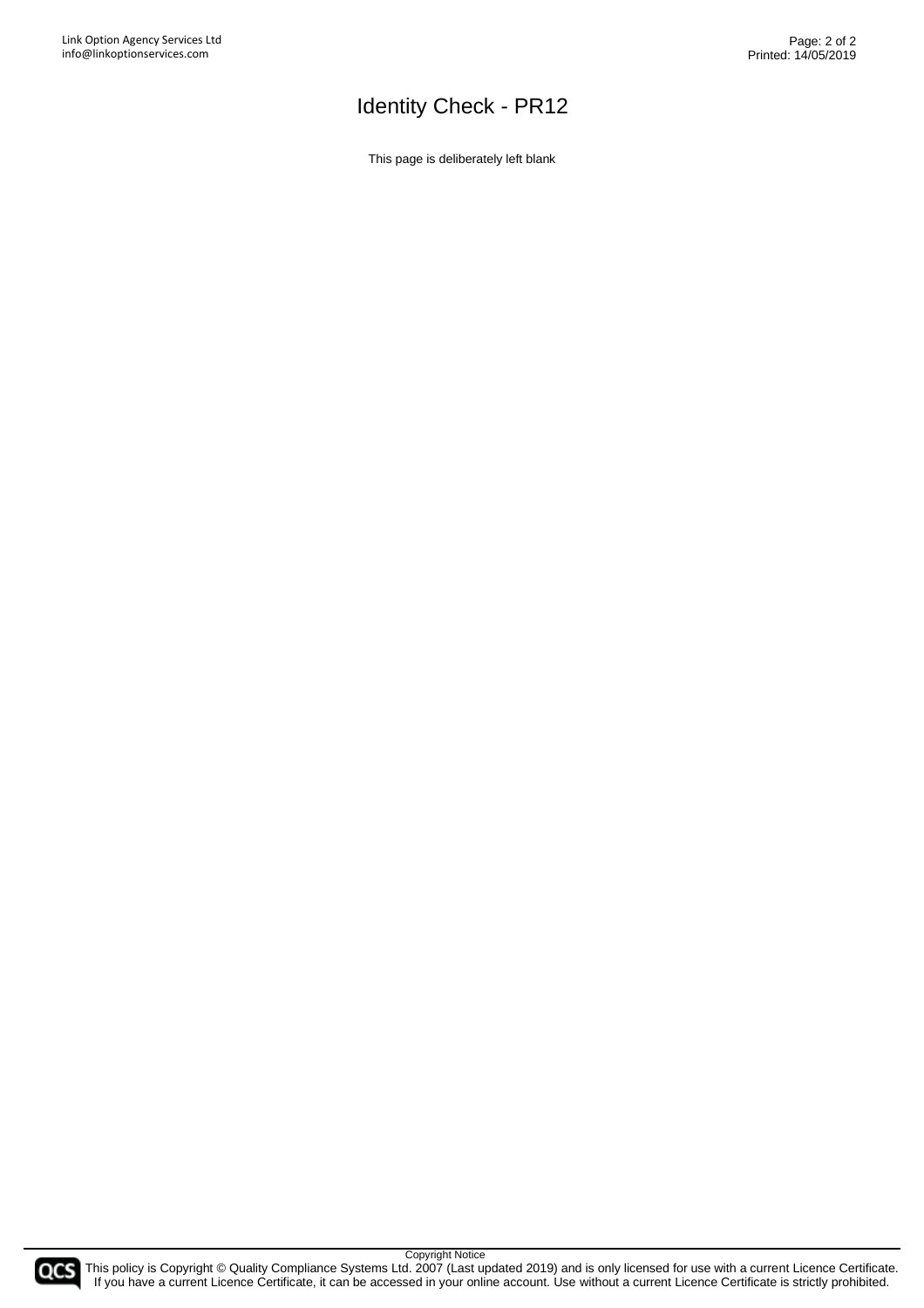# Identity Check - PR12

This page is deliberately left blank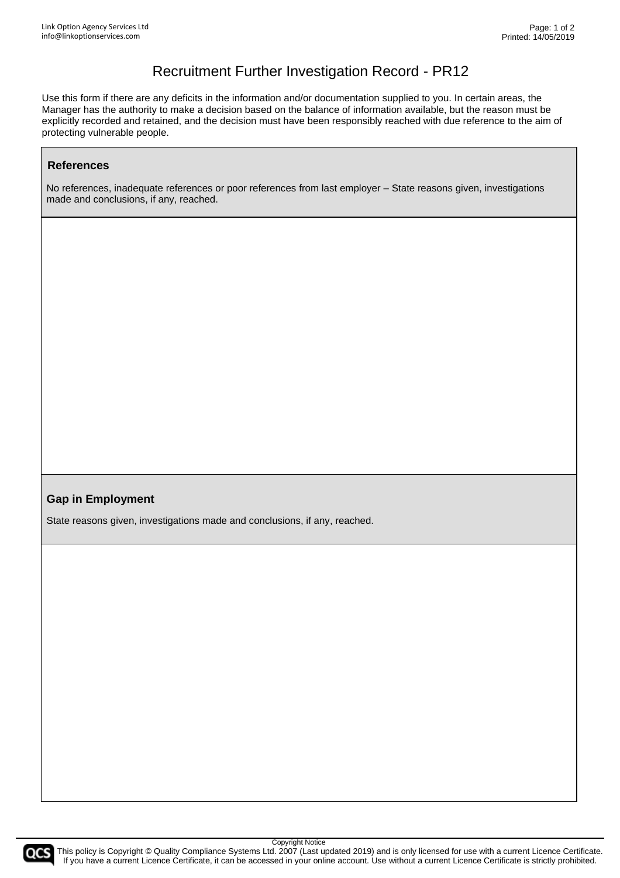# Recruitment Further Investigation Record - PR12

Use this form if there are any deficits in the information and/or documentation supplied to you. In certain areas, the Manager has the authority to make a decision based on the balance of information available, but the reason must be explicitly recorded and retained, and the decision must have been responsibly reached with due reference to the aim of protecting vulnerable people.

| **References**<br><br>No references, inadequate references or poor references from last employer – State reasons given, investigations made and conclusions, if any, reached. |
|---|
| |
| **Gap in Employment**<br><br>State reasons given, investigations made and conclusions, if any, reached. |
| |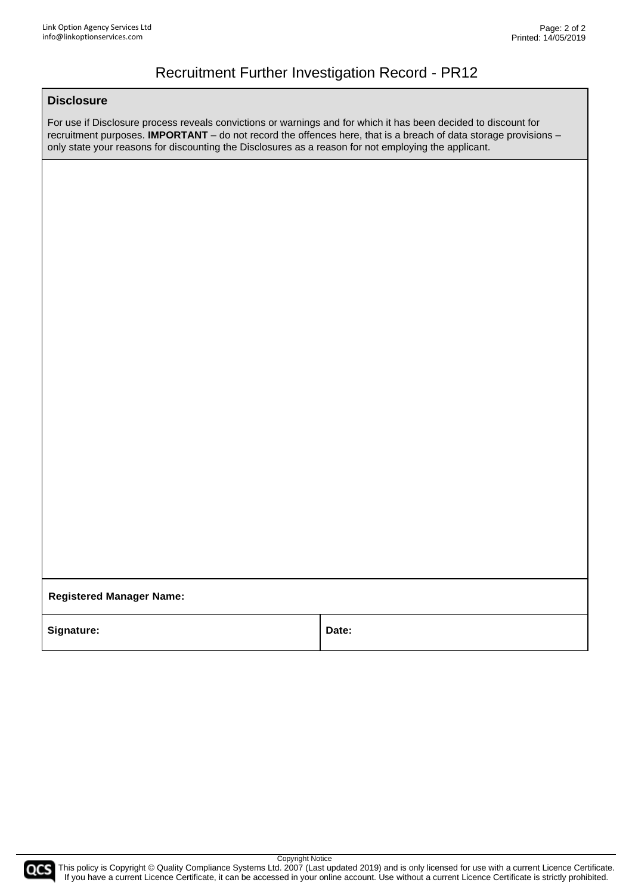# Recruitment Further Investigation Record - PR12

## Disclosure

For use if Disclosure process reveals convictions or warnings and for which it has been decided to discount for recruitment purposes. **IMPORTANT** – do not record the offences here, that is a breach of data storage provisions – only state your reasons for discounting the Disclosures as a reason for not employing the applicant.

| | |
|---|---|
| **Registered Manager Name:** | |
| **Signature:** | **Date:** |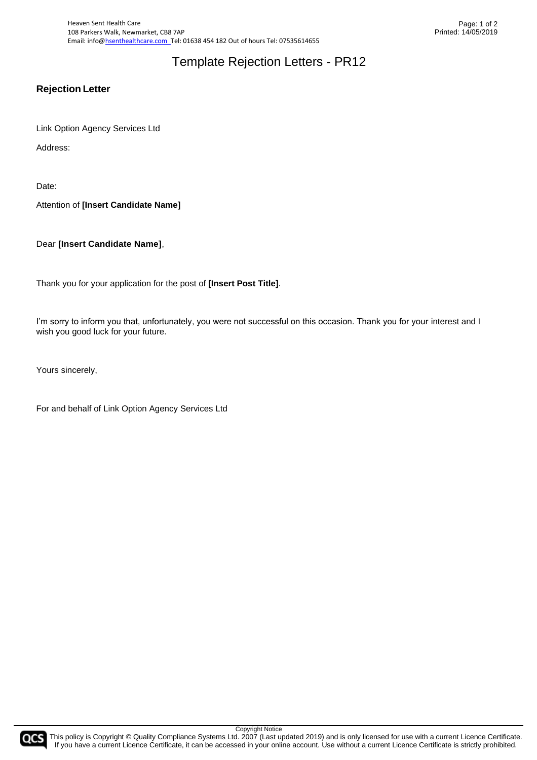# Template Rejection Letters - PR12

## Rejection Letter

Link Option Agency Services Ltd

Address:

Date:

Attention of **[Insert Candidate Name]**

Dear **[Insert Candidate Name]**,

Thank you for your application for the post of **[Insert Post Title]**.

I'm sorry to inform you that, unfortunately, you were not successful on this occasion. Thank you for your interest and I wish you good luck for your future.

Yours sincerely,

For and behalf of Link Option Agency Services Ltd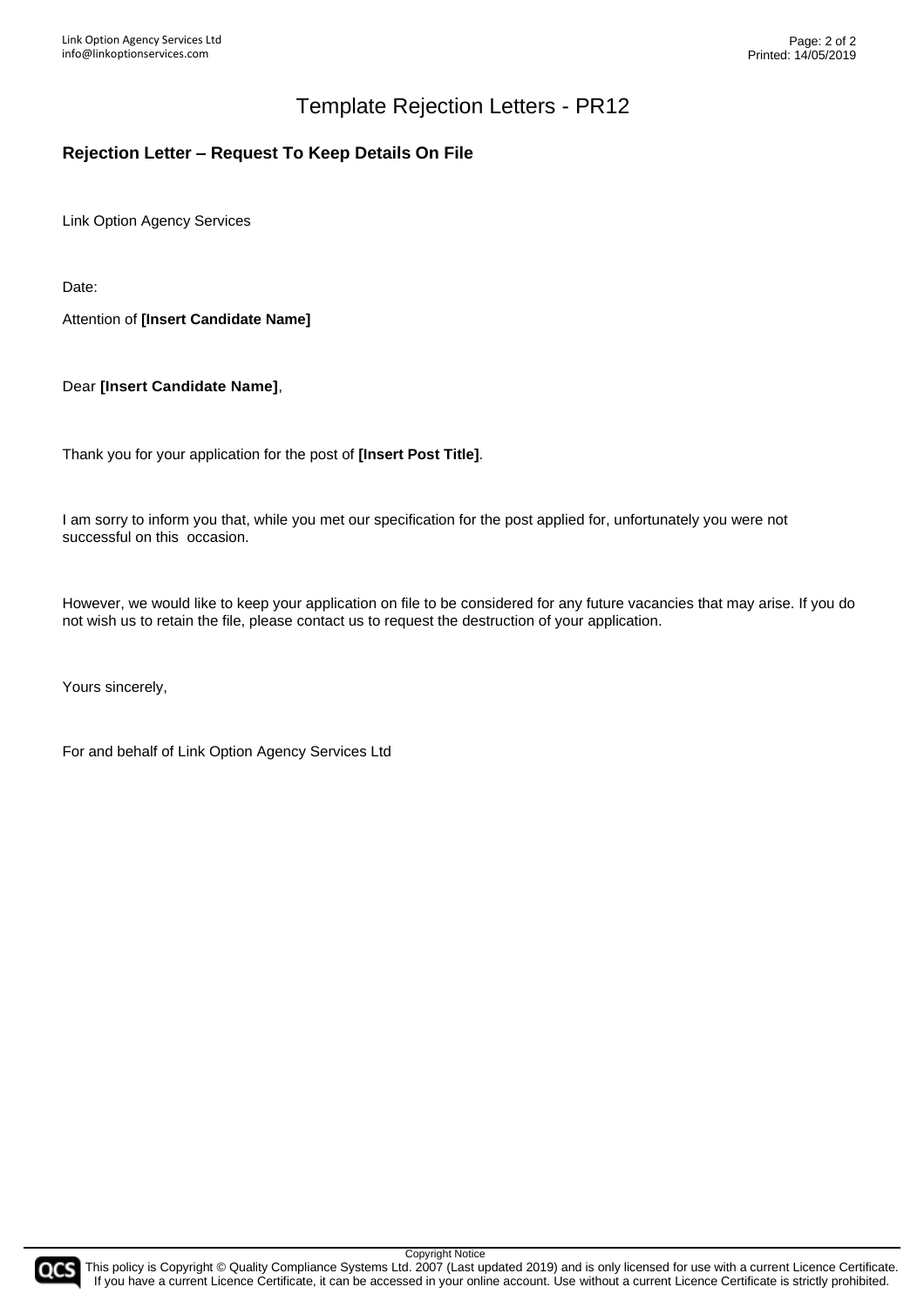# Template Rejection Letters - PR12

## Rejection Letter – Request To Keep Details On File

Link Option Agency Services

Date:

Attention of **[Insert Candidate Name]**

Dear **[Insert Candidate Name]**,

Thank you for your application for the post of **[Insert Post Title]**.

I am sorry to inform you that, while you met our specification for the post applied for, unfortunately you were not successful on this occasion.

However, we would like to keep your application on file to be considered for any future vacancies that may arise. If you do not wish us to retain the file, please contact us to request the destruction of your application.

Yours sincerely,

For and behalf of Link Option Agency Services Ltd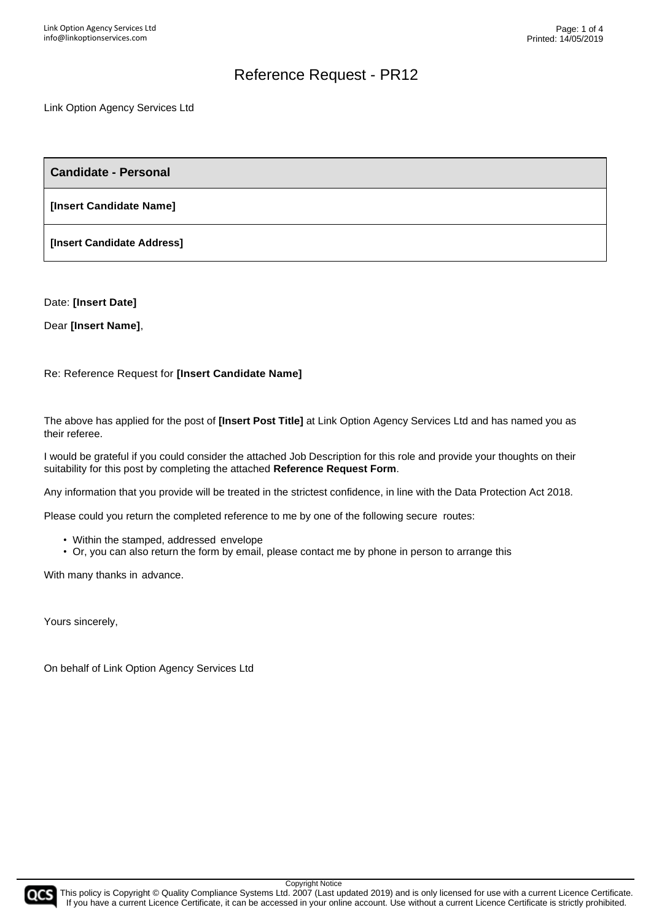# Reference Request - PR12

Link Option Agency Services Ltd

| Candidate - Personal |
| --- |
| **[Insert Candidate Name]** |
| **[Insert Candidate Address]** |

Date: **[Insert Date]**

Dear **[Insert Name]**,

Re: Reference Request for **[Insert Candidate Name]**

The above has applied for the post of **[Insert Post Title]** at Link Option Agency Services Ltd and has named you as their referee.

I would be grateful if you could consider the attached Job Description for this role and provide your thoughts on their suitability for this post by completing the attached **Reference Request Form**.

Any information that you provide will be treated in the strictest confidence, in line with the Data Protection Act 2018.

Please could you return the completed reference to me by one of the following secure routes:

- Within the stamped, addressed envelope
- Or, you can also return the form by email, please contact me by phone in person to arrange this

With many thanks in advance.

Yours sincerely,

On behalf of Link Option Agency Services Ltd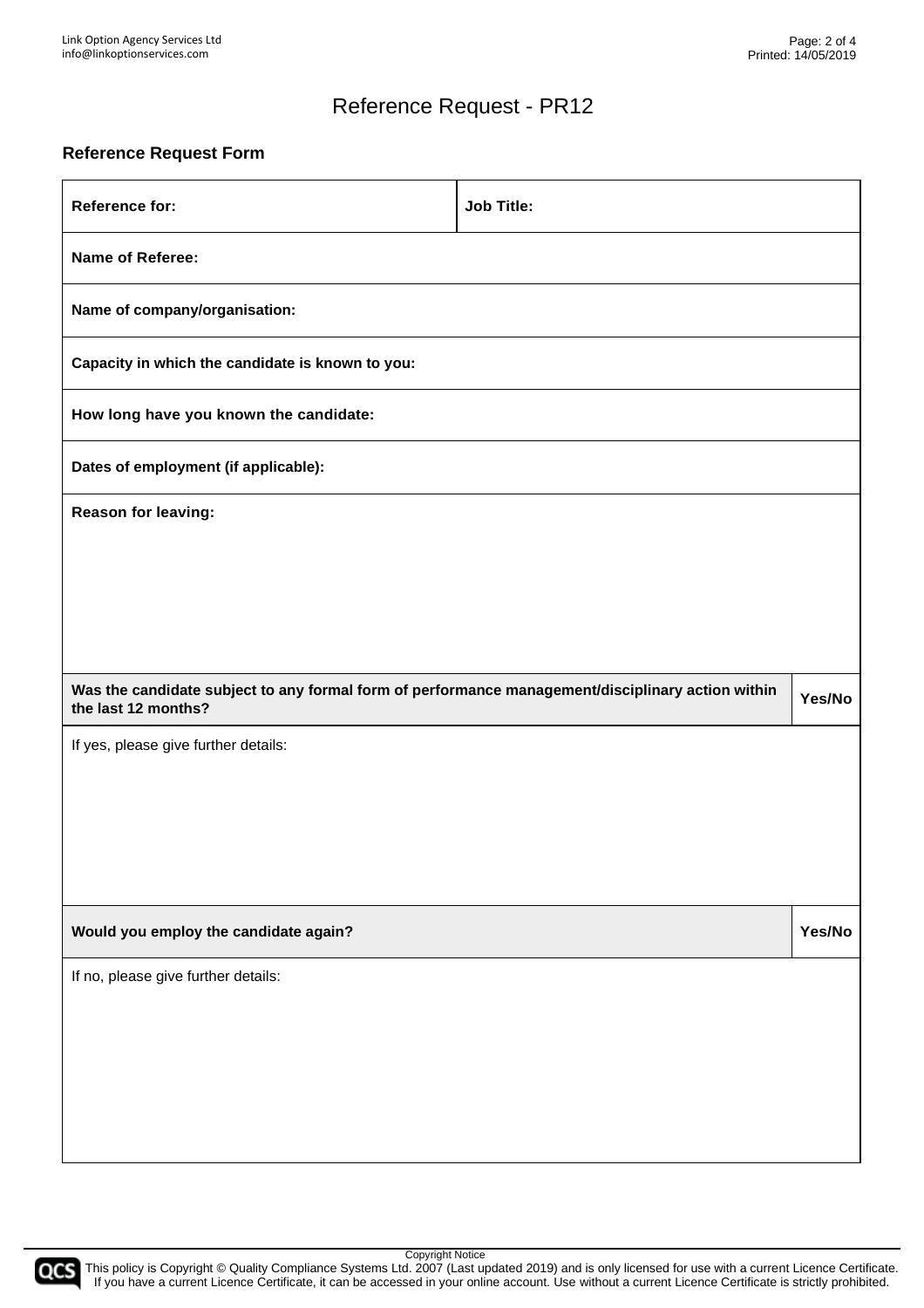# Reference Request - PR12

## Reference Request Form

| **Reference for:** | **Job Title:** |
|---|---|
| **Name of Referee:** | |
| **Name of company/organisation:** | |
| **Capacity in which the candidate is known to you:** | |
| **How long have you known the candidate:** | |
| **Dates of employment (if applicable):** | |
| **Reason for leaving:** | |

| **Was the candidate subject to any formal form of performance management/disciplinary action within the last 12 months?** | **Yes/No** |
|---|---|
| If yes, please give further details: | |

| **Would you employ the candidate again?** | **Yes/No** |
|---|---|
| If no, please give further details: | |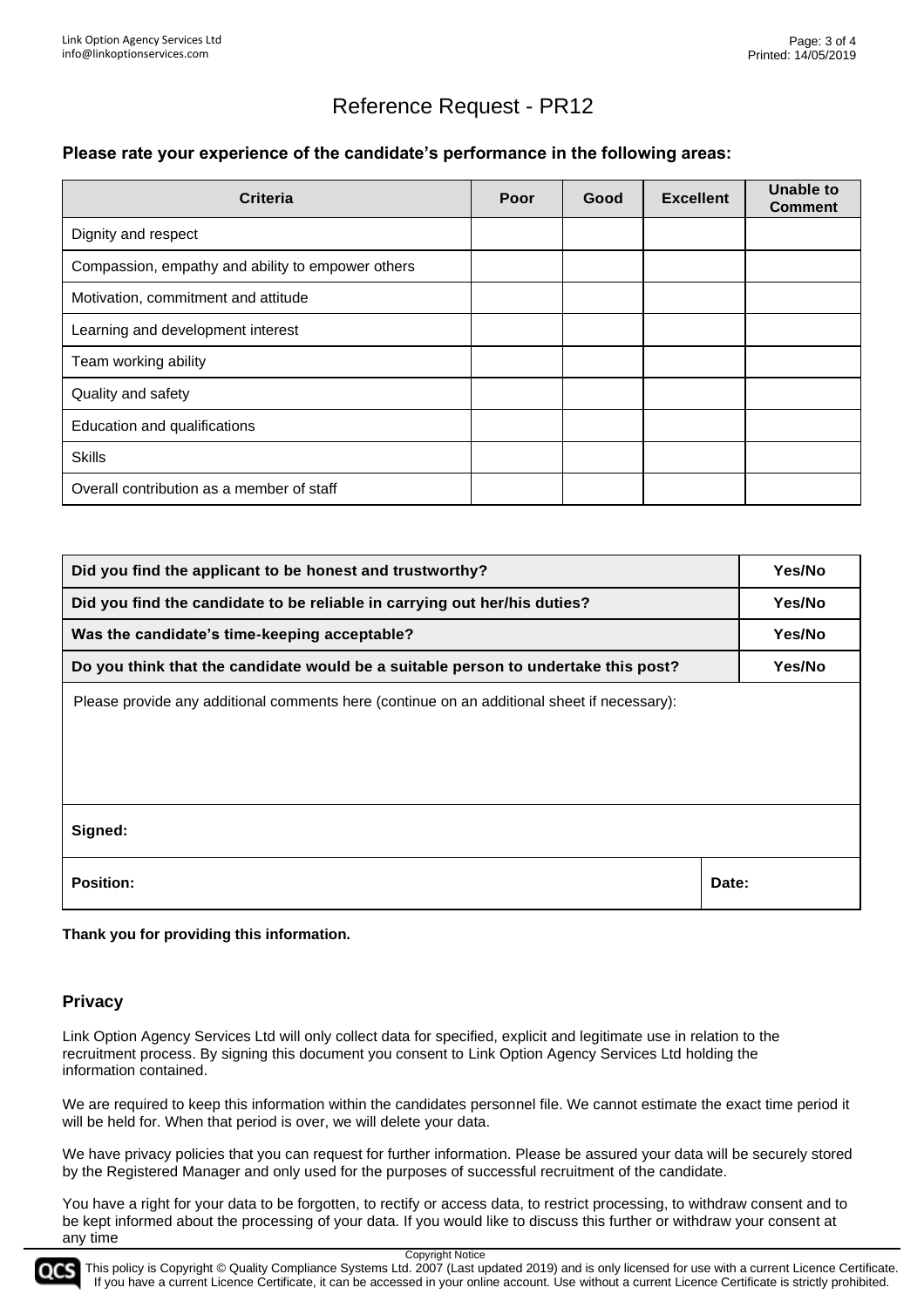# Reference Request - PR12

**Please rate your experience of the candidate's performance in the following areas:**

| Criteria | Poor | Good | Excellent | Unable to Comment |
|---|---|---|---|---|
| Dignity and respect | | | | |
| Compassion, empathy and ability to empower others | | | | |
| Motivation, commitment and attitude | | | | |
| Learning and development interest | | | | |
| Team working ability | | | | |
| Quality and safety | | | | |
| Education and qualifications | | | | |
| Skills | | | | |
| Overall contribution as a member of staff | | | | |

| | |
|---|---|
| **Did you find the applicant to be honest and trustworthy?** | **Yes/No** |
| **Did you find the candidate to be reliable in carrying out her/his duties?** | **Yes/No** |
| **Was the candidate's time-keeping acceptable?** | **Yes/No** |
| **Do you think that the candidate would be a suitable person to undertake this post?** | **Yes/No** |
| Please provide any additional comments here (continue on an additional sheet if necessary): | |
| **Signed:** | |
| **Position:** | **Date:** |

**Thank you for providing this information.**

## Privacy

Link Option Agency Services Ltd will only collect data for specified, explicit and legitimate use in relation to the recruitment process. By signing this document you consent to Link Option Agency Services Ltd holding the information contained.

We are required to keep this information within the candidates personnel file. We cannot estimate the exact time period it will be held for. When that period is over, we will delete your data.

We have privacy policies that you can request for further information. Please be assured your data will be securely stored by the Registered Manager and only used for the purposes of successful recruitment of the candidate.

You have a right for your data to be forgotten, to rectify or access data, to restrict processing, to withdraw consent and to be kept informed about the processing of your data. If you would like to discuss this further or withdraw your consent at any time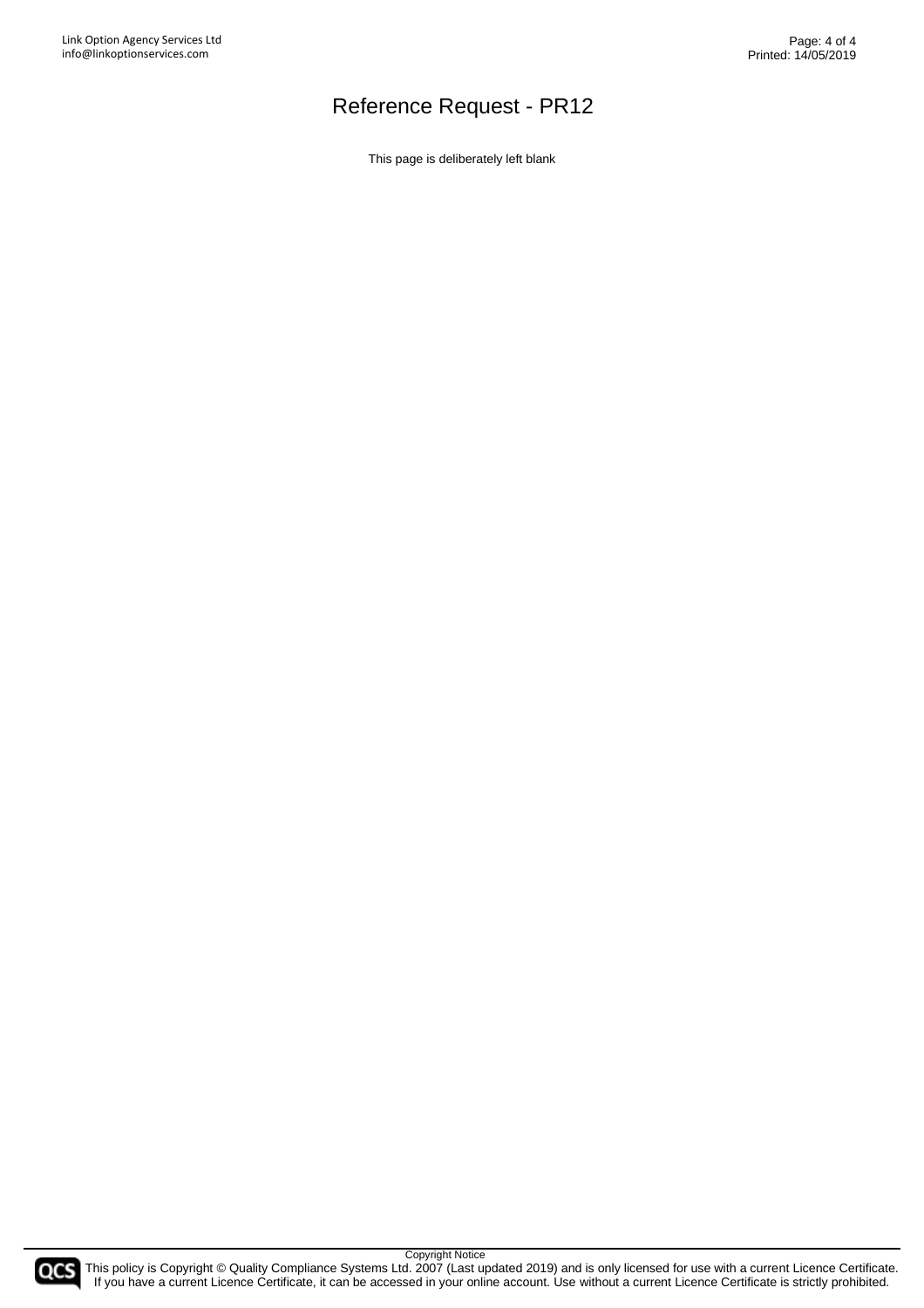# Reference Request - PR12

This page is deliberately left blank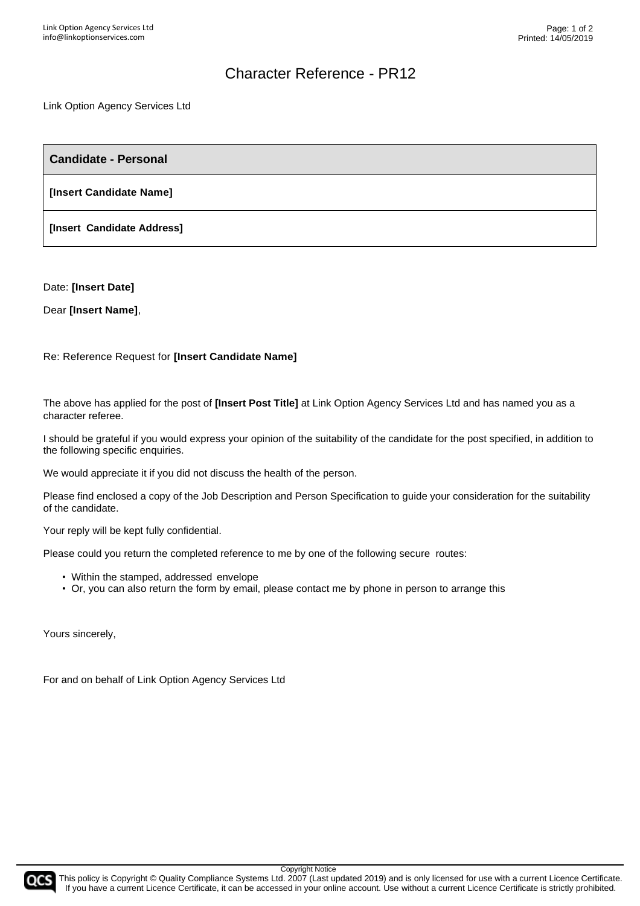# Character Reference - PR12

Link Option Agency Services Ltd

| **Candidate - Personal** |
|---|
| **[Insert Candidate Name]** |
| **[Insert  Candidate Address]** |

Date: **[Insert Date]**

Dear **[Insert Name]**,

Re: Reference Request for **[Insert Candidate Name]**

The above has applied for the post of **[Insert Post Title]** at Link Option Agency Services Ltd and has named you as a character referee.

I should be grateful if you would express your opinion of the suitability of the candidate for the post specified, in addition to the following specific enquiries.

We would appreciate it if you did not discuss the health of the person.

Please find enclosed a copy of the Job Description and Person Specification to guide your consideration for the suitability of the candidate.

Your reply will be kept fully confidential.

Please could you return the completed reference to me by one of the following secure  routes:

- Within the stamped, addressed  envelope
- Or, you can also return the form by email, please contact me by phone in person to arrange this

Yours sincerely,

For and on behalf of Link Option Agency Services Ltd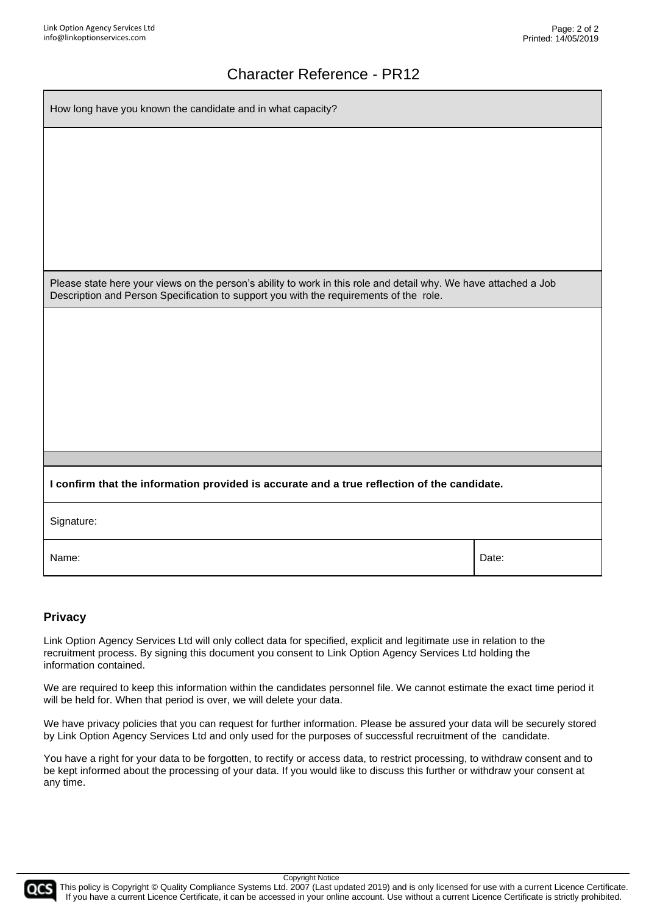# Character Reference - PR12

| How long have you known the candidate and in what capacity? | |
|---|---|
| | |
| Please state here your views on the person's ability to work in this role and detail why. We have attached a Job Description and Person Specification to support you with the requirements of the role. | |
| | |
| | |
| **I confirm that the information provided is accurate and a true reflection of the candidate.** | |
| Signature: | |
| Name: | Date: |

## Privacy

Link Option Agency Services Ltd will only collect data for specified, explicit and legitimate use in relation to the recruitment process. By signing this document you consent to Link Option Agency Services Ltd holding the information contained.

We are required to keep this information within the candidates personnel file. We cannot estimate the exact time period it will be held for. When that period is over, we will delete your data.

We have privacy policies that you can request for further information. Please be assured your data will be securely stored by Link Option Agency Services Ltd and only used for the purposes of successful recruitment of the candidate.

You have a right for your data to be forgotten, to rectify or access data, to restrict processing, to withdraw consent and to be kept informed about the processing of your data. If you would like to discuss this further or withdraw your consent at any time.